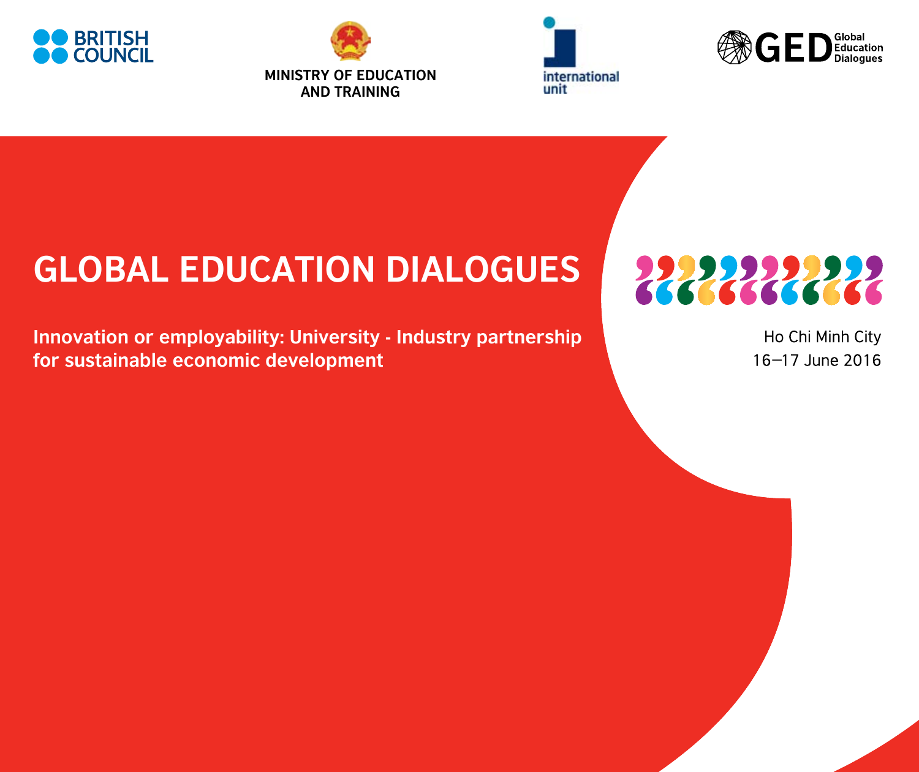BRITISH COUNCIL

MINISTRY OF EDUCATION AND TRAINING

international unit

GED Global Education Dialogues

# GLOBAL EDUCATION DIALOGUES

**Innovation or employability: University - Industry partnership for sustainable economic development**

Ho Chi Minh City
16–17 June 2016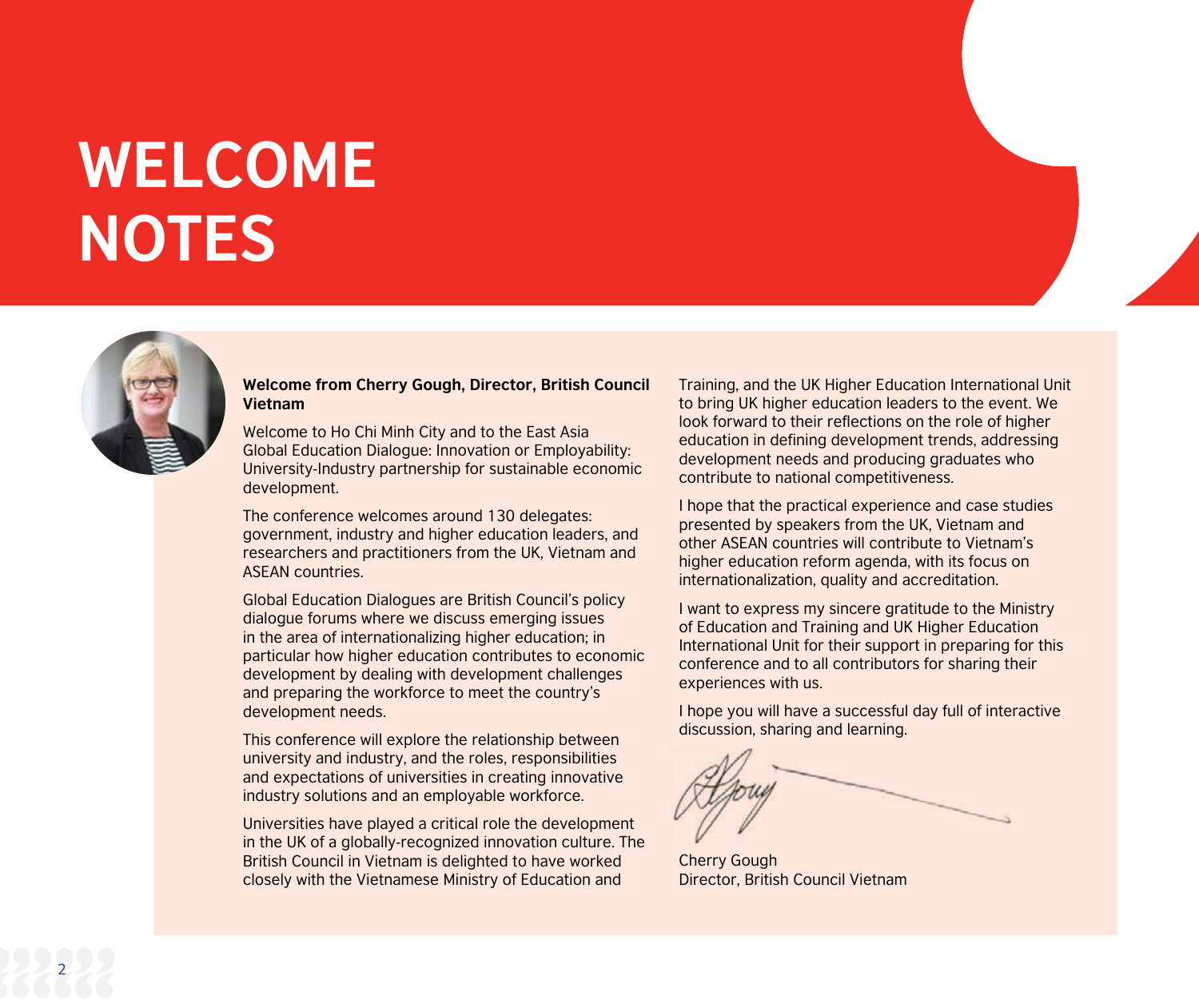# WELCOME NOTES

**Welcome from Cherry Gough, Director, British Council Vietnam**

Welcome to Ho Chi Minh City and to the East Asia Global Education Dialogue: Innovation or Employability: University-Industry partnership for sustainable economic development.

The conference welcomes around 130 delegates: government, industry and higher education leaders, and researchers and practitioners from the UK, Vietnam and ASEAN countries.

Global Education Dialogues are British Council's policy dialogue forums where we discuss emerging issues in the area of internationalizing higher education; in particular how higher education contributes to economic development by dealing with development challenges and preparing the workforce to meet the country's development needs.

This conference will explore the relationship between university and industry, and the roles, responsibilities and expectations of universities in creating innovative industry solutions and an employable workforce.

Universities have played a critical role the development in the UK of a globally-recognized innovation culture. The British Council in Vietnam is delighted to have worked closely with the Vietnamese Ministry of Education and Training, and the UK Higher Education International Unit to bring UK higher education leaders to the event. We look forward to their reflections on the role of higher education in defining development trends, addressing development needs and producing graduates who contribute to national competitiveness.

I hope that the practical experience and case studies presented by speakers from the UK, Vietnam and other ASEAN countries will contribute to Vietnam's higher education reform agenda, with its focus on internationalization, quality and accreditation.

I want to express my sincere gratitude to the Ministry of Education and Training and UK Higher Education International Unit for their support in preparing for this conference and to all contributors for sharing their experiences with us.

I hope you will have a successful day full of interactive discussion, sharing and learning.

Cherry Gough
Director, British Council Vietnam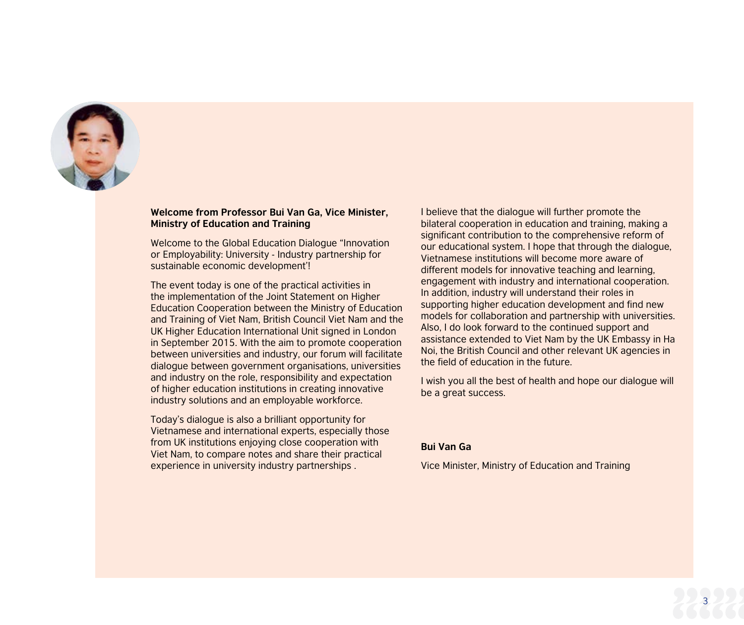**Welcome from Professor Bui Van Ga, Vice Minister, Ministry of Education and Training**

Welcome to the Global Education Dialogue "Innovation or Employability: University - Industry partnership for sustainable economic development'!

The event today is one of the practical activities in the implementation of the Joint Statement on Higher Education Cooperation between the Ministry of Education and Training of Viet Nam, British Council Viet Nam and the UK Higher Education International Unit signed in London in September 2015. With the aim to promote cooperation between universities and industry, our forum will facilitate dialogue between government organisations, universities and industry on the role, responsibility and expectation of higher education institutions in creating innovative industry solutions and an employable workforce.

Today's dialogue is also a brilliant opportunity for Vietnamese and international experts, especially those from UK institutions enjoying close cooperation with Viet Nam, to compare notes and share their practical experience in university industry partnerships .

I believe that the dialogue will further promote the bilateral cooperation in education and training, making a significant contribution to the comprehensive reform of our educational system. I hope that through the dialogue, Vietnamese institutions will become more aware of different models for innovative teaching and learning, engagement with industry and international cooperation. In addition, industry will understand their roles in supporting higher education development and find new models for collaboration and partnership with universities. Also, I do look forward to the continued support and assistance extended to Viet Nam by the UK Embassy in Ha Noi, the British Council and other relevant UK agencies in the field of education in the future.

I wish you all the best of health and hope our dialogue will be a great success.

**Bui Van Ga**

Vice Minister, Ministry of Education and Training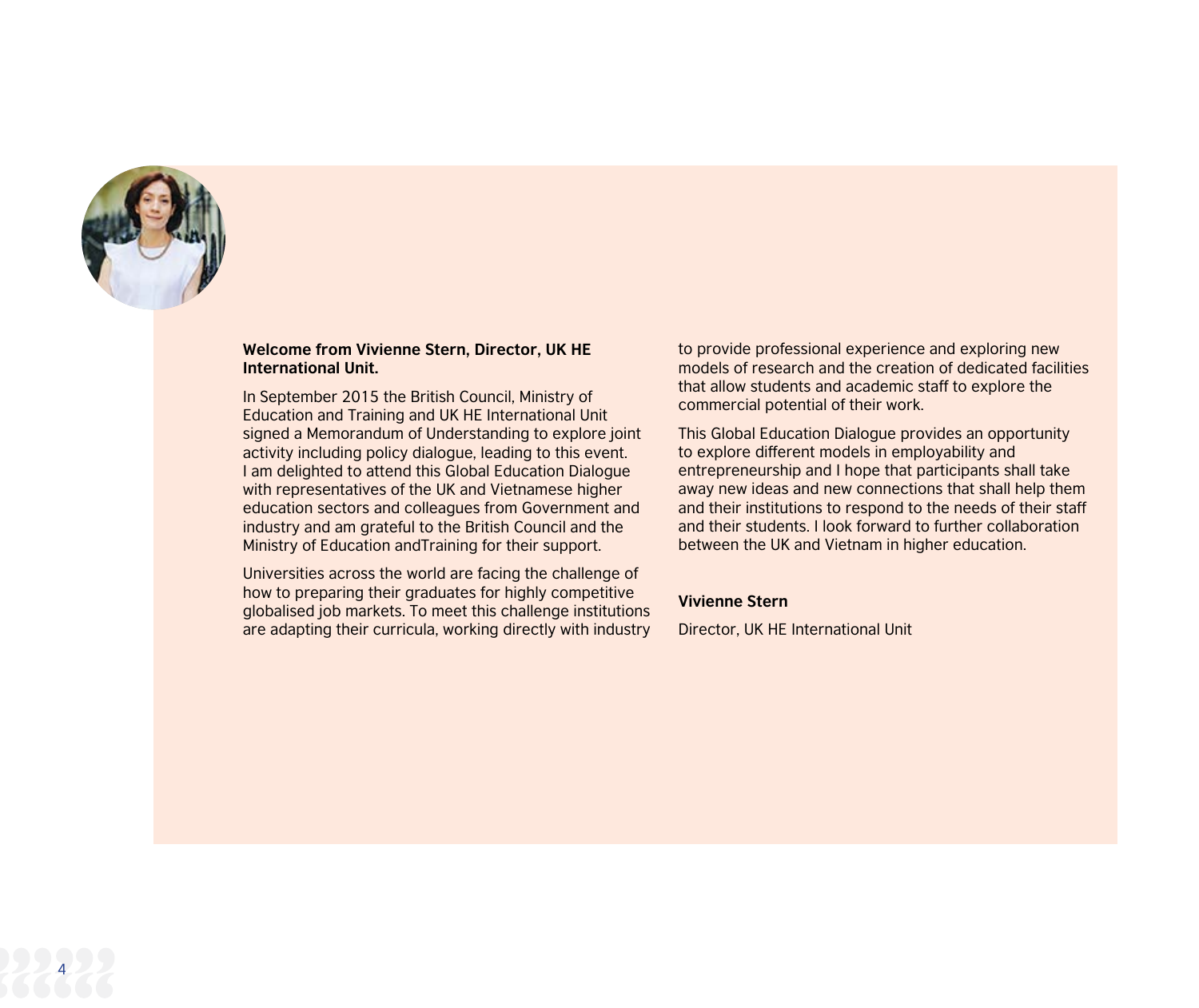**Welcome from Vivienne Stern, Director, UK HE International Unit.**

In September 2015 the British Council, Ministry of Education and Training and UK HE International Unit signed a Memorandum of Understanding to explore joint activity including policy dialogue, leading to this event. I am delighted to attend this Global Education Dialogue with representatives of the UK and Vietnamese higher education sectors and colleagues from Government and industry and am grateful to the British Council and the Ministry of Education andTraining for their support.

Universities across the world are facing the challenge of how to preparing their graduates for highly competitive globalised job markets. To meet this challenge institutions are adapting their curricula, working directly with industry to provide professional experience and exploring new models of research and the creation of dedicated facilities that allow students and academic staff to explore the commercial potential of their work.

This Global Education Dialogue provides an opportunity to explore different models in employability and entrepreneurship and I hope that participants shall take away new ideas and new connections that shall help them and their institutions to respond to the needs of their staff and their students. I look forward to further collaboration between the UK and Vietnam in higher education.

**Vivienne Stern**

Director, UK HE International Unit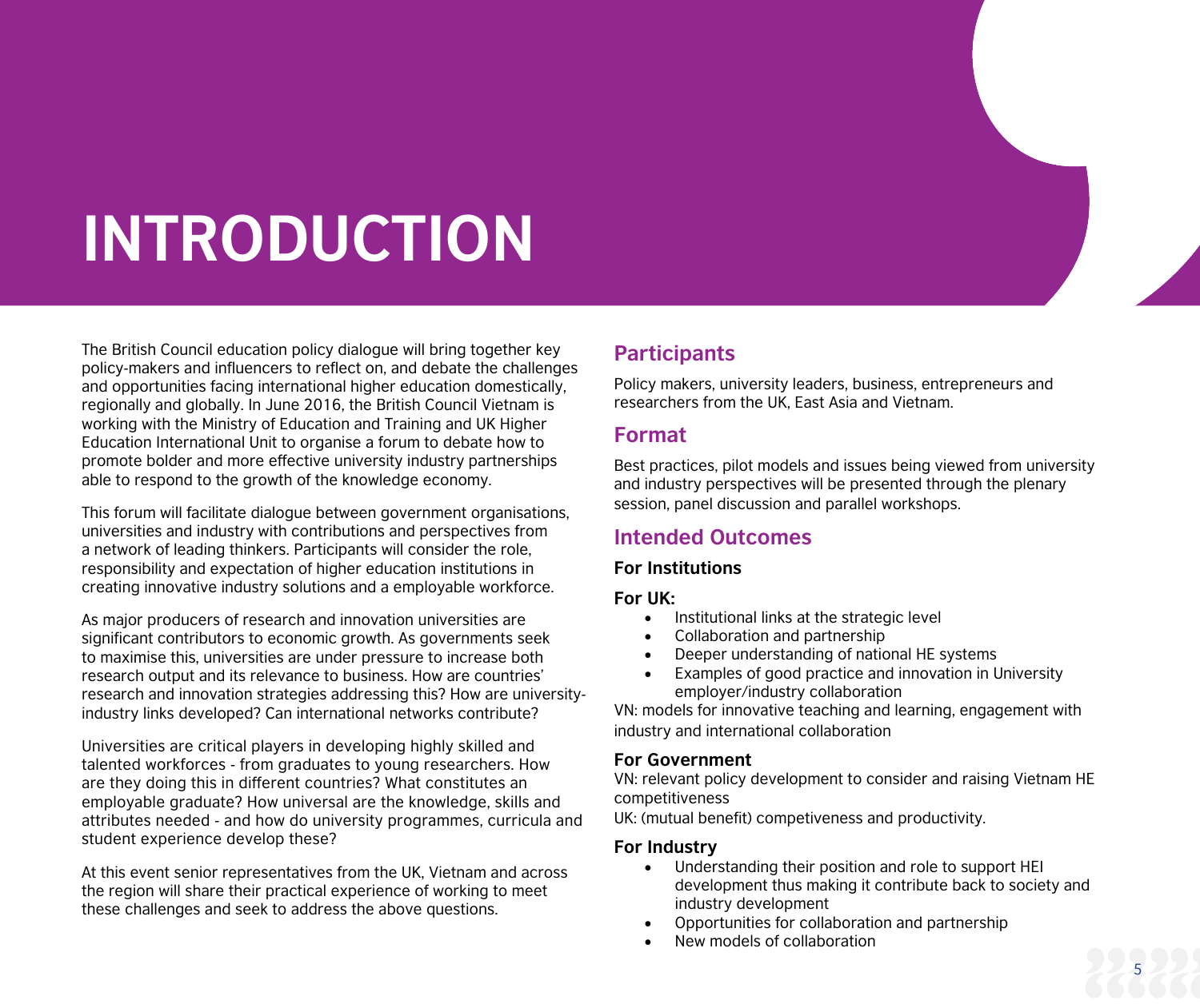# INTRODUCTION

The British Council education policy dialogue will bring together key policy-makers and influencers to reflect on, and debate the challenges and opportunities facing international higher education domestically, regionally and globally. In June 2016, the British Council Vietnam is working with the Ministry of Education and Training and UK Higher Education International Unit to organise a forum to debate how to promote bolder and more effective university industry partnerships able to respond to the growth of the knowledge economy.

This forum will facilitate dialogue between government organisations, universities and industry with contributions and perspectives from a network of leading thinkers. Participants will consider the role, responsibility and expectation of higher education institutions in creating innovative industry solutions and a employable workforce.

As major producers of research and innovation universities are significant contributors to economic growth. As governments seek to maximise this, universities are under pressure to increase both research output and its relevance to business. How are countries' research and innovation strategies addressing this? How are university-industry links developed? Can international networks contribute?

Universities are critical players in developing highly skilled and talented workforces - from graduates to young researchers. How are they doing this in different countries? What constitutes an employable graduate? How universal are the knowledge, skills and attributes needed - and how do university programmes, curricula and student experience develop these?

At this event senior representatives from the UK, Vietnam and across the region will share their practical experience of working to meet these challenges and seek to address the above questions.

## Participants

Policy makers, university leaders, business, entrepreneurs and researchers from the UK, East Asia and Vietnam.

## Format

Best practices, pilot models and issues being viewed from university and industry perspectives will be presented through the plenary session, panel discussion and parallel workshops.

## Intended Outcomes

**For Institutions**

**For UK:**

- Institutional links at the strategic level
- Collaboration and partnership
- Deeper understanding of national HE systems
- Examples of good practice and innovation in University employer/industry collaboration

VN: models for innovative teaching and learning, engagement with industry and international collaboration

**For Government**

VN: relevant policy development to consider and raising Vietnam HE competitiveness

UK: (mutual benefit) competiveness and productivity.

**For Industry**

- Understanding their position and role to support HEI development thus making it contribute back to society and industry development
- Opportunities for collaboration and partnership
- New models of collaboration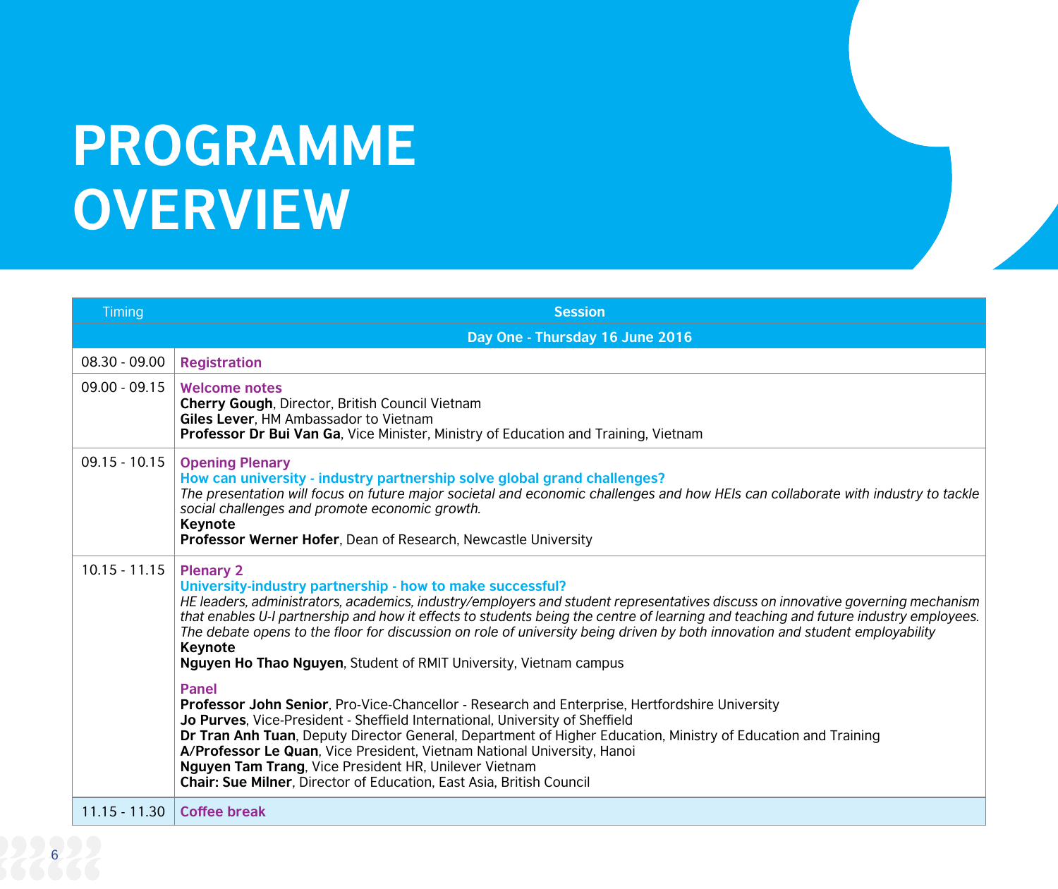# PROGRAMME OVERVIEW

| Timing | Session |
|---|---|
| | **Day One - Thursday 16 June 2016** |
| 08.30 - 09.00 | **Registration** |
| 09.00 - 09.15 | **Welcome notes**<br>**Cherry Gough**, Director, British Council Vietnam<br>**Giles Lever**, HM Ambassador to Vietnam<br>**Professor Dr Bui Van Ga**, Vice Minister, Ministry of Education and Training, Vietnam |
| 09.15 - 10.15 | **Opening Plenary**<br>**How can university - industry partnership solve global grand challenges?**<br>*The presentation will focus on future major societal and economic challenges and how HEIs can collaborate with industry to tackle social challenges and promote economic growth.*<br>**Keynote**<br>**Professor Werner Hofer**, Dean of Research, Newcastle University |
| 10.15 - 11.15 | **Plenary 2**<br>**University-industry partnership - how to make successful?**<br>*HE leaders, administrators, academics, industry/employers and student representatives discuss on innovative governing mechanism that enables U-I partnership and how it effects to students being the centre of learning and teaching and future industry employees. The debate opens to the floor for discussion on role of university being driven by both innovation and student employability*<br>**Keynote**<br>**Nguyen Ho Thao Nguyen**, Student of RMIT University, Vietnam campus<br><br>**Panel**<br>**Professor John Senior**, Pro-Vice-Chancellor - Research and Enterprise, Hertfordshire University<br>**Jo Purves**, Vice-President - Sheffield International, University of Sheffield<br>**Dr Tran Anh Tuan**, Deputy Director General, Department of Higher Education, Ministry of Education and Training<br>**A/Professor Le Quan**, Vice President, Vietnam National University, Hanoi<br>**Nguyen Tam Trang**, Vice President HR, Unilever Vietnam<br>**Chair: Sue Milner**, Director of Education, East Asia, British Council |
| 11.15 - 11.30 | **Coffee break** |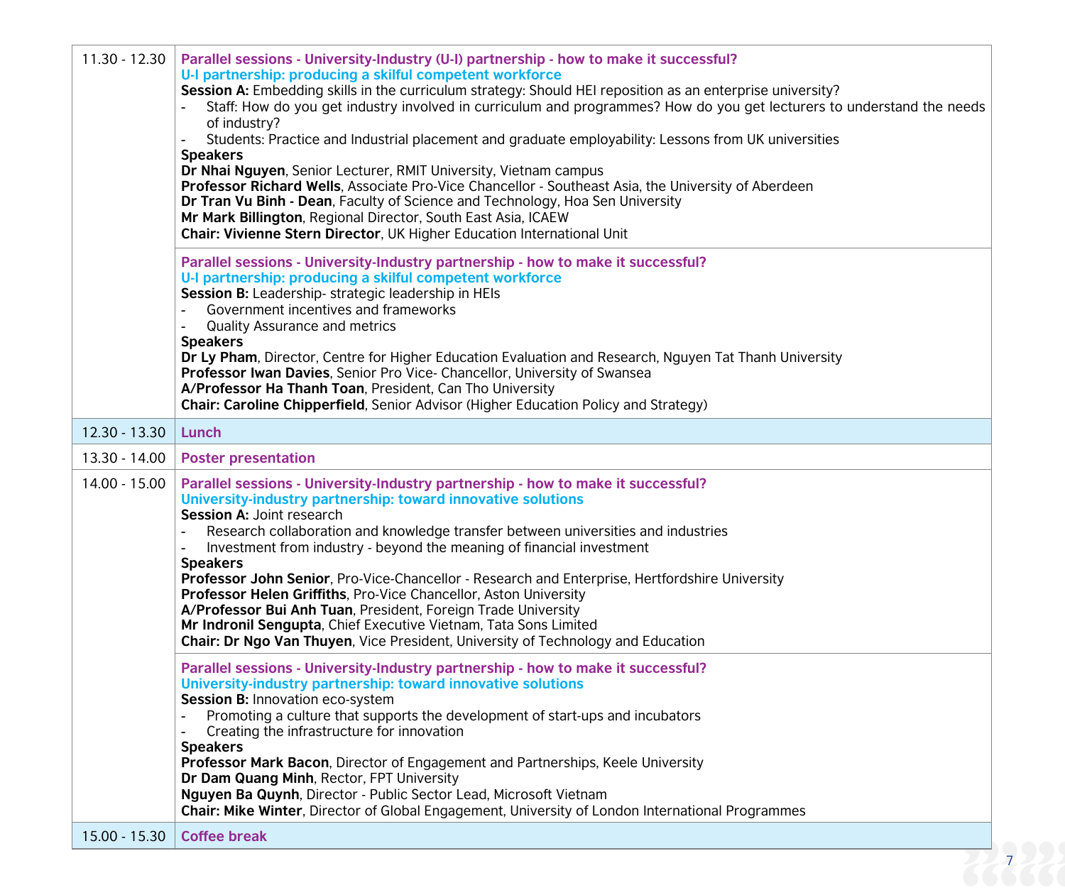| | |
|---|---|
| 11.30 - 12.30 | **Parallel sessions - University-Industry (U-I) partnership - how to make it successful?**<br>**U-I partnership: producing a skilful competent workforce**<br>**Session A:** Embedding skills in the curriculum strategy: Should HEI reposition as an enterprise university?<br>- Staff: How do you get industry involved in curriculum and programmes? How do you get lecturers to understand the needs of industry?<br>- Students: Practice and Industrial placement and graduate employability: Lessons from UK universities<br>**Speakers**<br>**Dr Nhai Nguyen**, Senior Lecturer, RMIT University, Vietnam campus<br>**Professor Richard Wells**, Associate Pro-Vice Chancellor - Southeast Asia, the University of Aberdeen<br>**Dr Tran Vu Binh - Dean**, Faculty of Science and Technology, Hoa Sen University<br>**Mr Mark Billington**, Regional Director, South East Asia, ICAEW<br>**Chair: Vivienne Stern Director**, UK Higher Education International Unit |
| | **Parallel sessions - University-Industry partnership - how to make it successful?**<br>**U-I partnership: producing a skilful competent workforce**<br>**Session B:** Leadership- strategic leadership in HEIs<br>- Government incentives and frameworks<br>- Quality Assurance and metrics<br>**Speakers**<br>**Dr Ly Pham**, Director, Centre for Higher Education Evaluation and Research, Nguyen Tat Thanh University<br>**Professor Iwan Davies**, Senior Pro Vice- Chancellor, University of Swansea<br>**A/Professor Ha Thanh Toan**, President, Can Tho University<br>**Chair: Caroline Chipperfield**, Senior Advisor (Higher Education Policy and Strategy) |
| 12.30 - 13.30 | **Lunch** |
| 13.30 - 14.00 | **Poster presentation** |
| 14.00 - 15.00 | **Parallel sessions - University-Industry partnership - how to make it successful?**<br>**University-industry partnership: toward innovative solutions**<br>**Session A:** Joint research<br>- Research collaboration and knowledge transfer between universities and industries<br>- Investment from industry - beyond the meaning of financial investment<br>**Speakers**<br>**Professor John Senior**, Pro-Vice-Chancellor - Research and Enterprise, Hertfordshire University<br>**Professor Helen Griffiths**, Pro-Vice Chancellor, Aston University<br>**A/Professor Bui Anh Tuan**, President, Foreign Trade University<br>**Mr Indronil Sengupta**, Chief Executive Vietnam, Tata Sons Limited<br>**Chair: Dr Ngo Van Thuyen**, Vice President, University of Technology and Education |
| | **Parallel sessions - University-Industry partnership - how to make it successful?**<br>**University-industry partnership: toward innovative solutions**<br>**Session B:** Innovation eco-system<br>- Promoting a culture that supports the development of start-ups and incubators<br>- Creating the infrastructure for innovation<br>**Speakers**<br>**Professor Mark Bacon**, Director of Engagement and Partnerships, Keele University<br>**Dr Dam Quang Minh**, Rector, FPT University<br>**Nguyen Ba Quynh**, Director - Public Sector Lead, Microsoft Vietnam<br>**Chair: Mike Winter**, Director of Global Engagement, University of London International Programmes |
| 15.00 - 15.30 | **Coffee break** |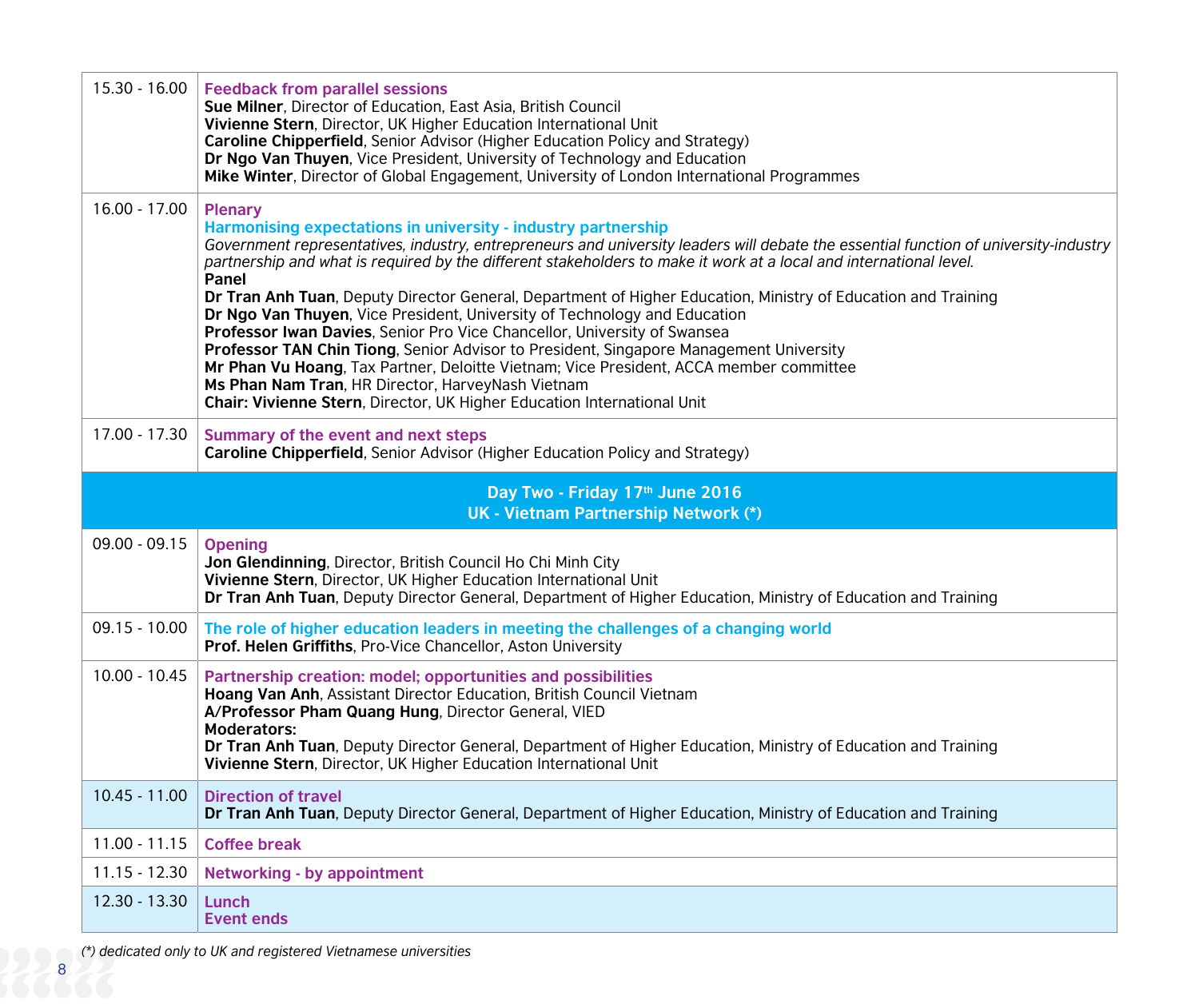| | |
|---|---|
| 15.30 - 16.00 | **Feedback from parallel sessions**<br>**Sue Milner**, Director of Education, East Asia, British Council<br>**Vivienne Stern**, Director, UK Higher Education International Unit<br>**Caroline Chipperfield**, Senior Advisor (Higher Education Policy and Strategy)<br>**Dr Ngo Van Thuyen**, Vice President, University of Technology and Education<br>**Mike Winter**, Director of Global Engagement, University of London International Programmes |
| 16.00 - 17.00 | **Plenary**<br>**Harmonising expectations in university - industry partnership**<br>*Government representatives, industry, entrepreneurs and university leaders will debate the essential function of university-industry partnership and what is required by the different stakeholders to make it work at a local and international level.*<br>**Panel**<br>**Dr Tran Anh Tuan**, Deputy Director General, Department of Higher Education, Ministry of Education and Training<br>**Dr Ngo Van Thuyen**, Vice President, University of Technology and Education<br>**Professor Iwan Davies**, Senior Pro Vice Chancellor, University of Swansea<br>**Professor TAN Chin Tiong**, Senior Advisor to President, Singapore Management University<br>**Mr Phan Vu Hoang**, Tax Partner, Deloitte Vietnam; Vice President, ACCA member committee<br>**Ms Phan Nam Tran**, HR Director, HarveyNash Vietnam<br>**Chair: Vivienne Stern**, Director, UK Higher Education International Unit |
| 17.00 - 17.30 | **Summary of the event and next steps**<br>**Caroline Chipperfield**, Senior Advisor (Higher Education Policy and Strategy) |
| | **Day Two - Friday 17th June 2016**<br>**UK - Vietnam Partnership Network (*)** |
| 09.00 - 09.15 | **Opening**<br>**Jon Glendinning**, Director, British Council Ho Chi Minh City<br>**Vivienne Stern**, Director, UK Higher Education International Unit<br>**Dr Tran Anh Tuan**, Deputy Director General, Department of Higher Education, Ministry of Education and Training |
| 09.15 - 10.00 | **The role of higher education leaders in meeting the challenges of a changing world**<br>**Prof. Helen Griffiths**, Pro-Vice Chancellor, Aston University |
| 10.00 - 10.45 | **Partnership creation: model; opportunities and possibilities**<br>**Hoang Van Anh**, Assistant Director Education, British Council Vietnam<br>**A/Professor Pham Quang Hung**, Director General, VIED<br>**Moderators:**<br>**Dr Tran Anh Tuan**, Deputy Director General, Department of Higher Education, Ministry of Education and Training<br>**Vivienne Stern**, Director, UK Higher Education International Unit |
| 10.45 - 11.00 | **Direction of travel**<br>**Dr Tran Anh Tuan**, Deputy Director General, Department of Higher Education, Ministry of Education and Training |
| 11.00 - 11.15 | **Coffee break** |
| 11.15 - 12.30 | **Networking - by appointment** |
| 12.30 - 13.30 | **Lunch**<br>**Event ends** |

*(*) dedicated only to UK and registered Vietnamese universities*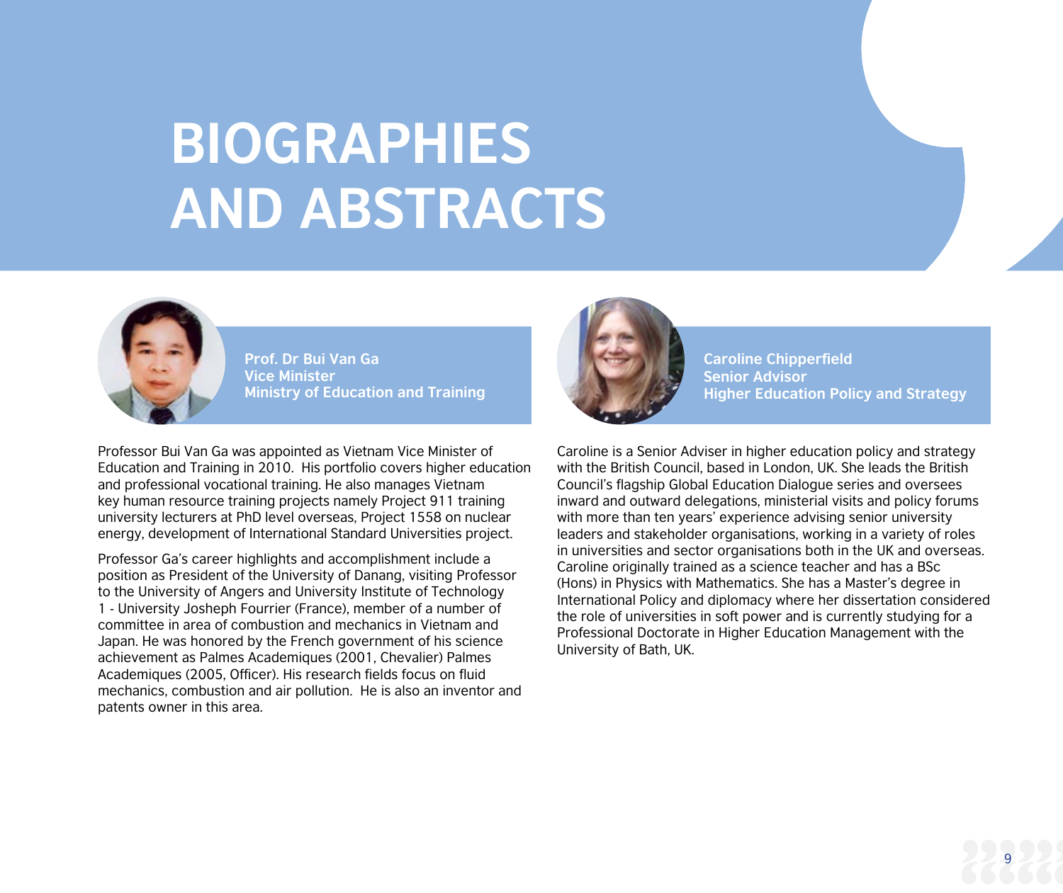# BIOGRAPHIES AND ABSTRACTS

**Prof. Dr Bui Van Ga**
**Vice Minister**
**Ministry of Education and Training**

Professor Bui Van Ga was appointed as Vietnam Vice Minister of Education and Training in 2010. His portfolio covers higher education and professional vocational training. He also manages Vietnam key human resource training projects namely Project 911 training university lecturers at PhD level overseas, Project 1558 on nuclear energy, development of International Standard Universities project.

Professor Ga's career highlights and accomplishment include a position as President of the University of Danang, visiting Professor to the University of Angers and University Institute of Technology 1 - University Josheph Fourrier (France), member of a number of committee in area of combustion and mechanics in Vietnam and Japan. He was honored by the French government of his science achievement as Palmes Academiques (2001, Chevalier) Palmes Academiques (2005, Officer). His research fields focus on fluid mechanics, combustion and air pollution. He is also an inventor and patents owner in this area.

**Caroline Chipperfield**
**Senior Advisor**
**Higher Education Policy and Strategy**

Caroline is a Senior Adviser in higher education policy and strategy with the British Council, based in London, UK. She leads the British Council's flagship Global Education Dialogue series and oversees inward and outward delegations, ministerial visits and policy forums with more than ten years' experience advising senior university leaders and stakeholder organisations, working in a variety of roles in universities and sector organisations both in the UK and overseas. Caroline originally trained as a science teacher and has a BSc (Hons) in Physics with Mathematics. She has a Master's degree in International Policy and diplomacy where her dissertation considered the role of universities in soft power and is currently studying for a Professional Doctorate in Higher Education Management with the University of Bath, UK.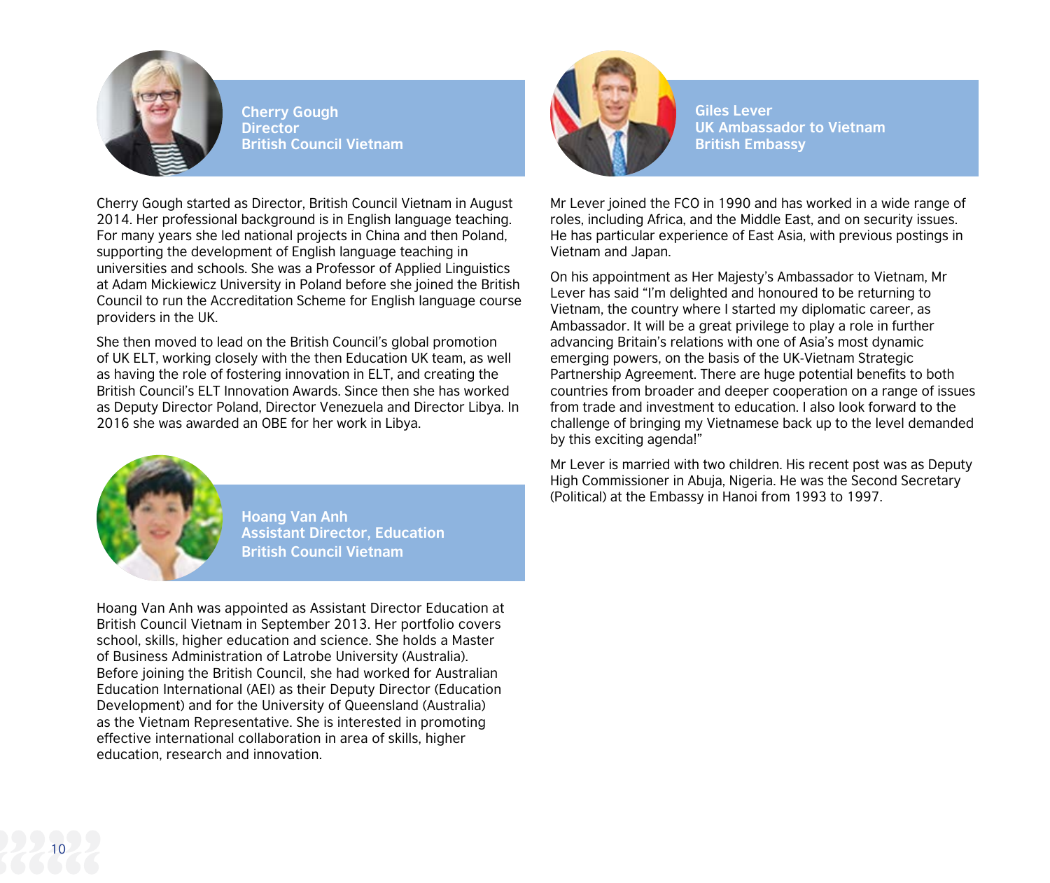## Cherry Gough
**Director**
**British Council Vietnam**

Cherry Gough started as Director, British Council Vietnam in August 2014. Her professional background is in English language teaching. For many years she led national projects in China and then Poland, supporting the development of English language teaching in universities and schools. She was a Professor of Applied Linguistics at Adam Mickiewicz University in Poland before she joined the British Council to run the Accreditation Scheme for English language course providers in the UK.

She then moved to lead on the British Council's global promotion of UK ELT, working closely with the then Education UK team, as well as having the role of fostering innovation in ELT, and creating the British Council's ELT Innovation Awards. Since then she has worked as Deputy Director Poland, Director Venezuela and Director Libya. In 2016 she was awarded an OBE for her work in Libya.

## Hoang Van Anh
**Assistant Director, Education**
**British Council Vietnam**

Hoang Van Anh was appointed as Assistant Director Education at British Council Vietnam in September 2013. Her portfolio covers school, skills, higher education and science. She holds a Master of Business Administration of Latrobe University (Australia). Before joining the British Council, she had worked for Australian Education International (AEI) as their Deputy Director (Education Development) and for the University of Queensland (Australia) as the Vietnam Representative. She is interested in promoting effective international collaboration in area of skills, higher education, research and innovation.

## Giles Lever
**UK Ambassador to Vietnam**
**British Embassy**

Mr Lever joined the FCO in 1990 and has worked in a wide range of roles, including Africa, and the Middle East, and on security issues. He has particular experience of East Asia, with previous postings in Vietnam and Japan.

On his appointment as Her Majesty's Ambassador to Vietnam, Mr Lever has said "I'm delighted and honoured to be returning to Vietnam, the country where I started my diplomatic career, as Ambassador. It will be a great privilege to play a role in further advancing Britain's relations with one of Asia's most dynamic emerging powers, on the basis of the UK-Vietnam Strategic Partnership Agreement. There are huge potential benefits to both countries from broader and deeper cooperation on a range of issues from trade and investment to education. I also look forward to the challenge of bringing my Vietnamese back up to the level demanded by this exciting agenda!"

Mr Lever is married with two children. His recent post was as Deputy High Commissioner in Abuja, Nigeria. He was the Second Secretary (Political) at the Embassy in Hanoi from 1993 to 1997.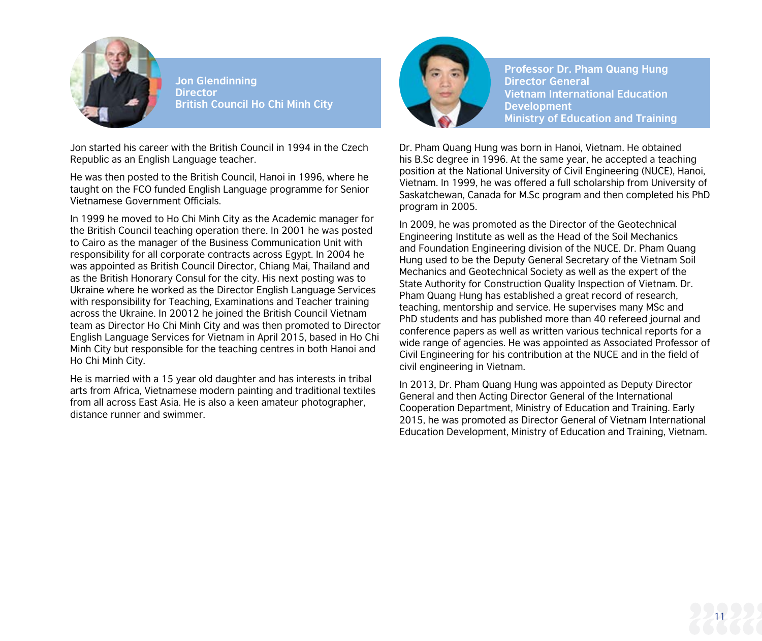## Jon Glendinning
**Director**
**British Council Ho Chi Minh City**

Jon started his career with the British Council in 1994 in the Czech Republic as an English Language teacher.

He was then posted to the British Council, Hanoi in 1996, where he taught on the FCO funded English Language programme for Senior Vietnamese Government Officials.

In 1999 he moved to Ho Chi Minh City as the Academic manager for the British Council teaching operation there. In 2001 he was posted to Cairo as the manager of the Business Communication Unit with responsibility for all corporate contracts across Egypt. In 2004 he was appointed as British Council Director, Chiang Mai, Thailand and as the British Honorary Consul for the city. His next posting was to Ukraine where he worked as the Director English Language Services with responsibility for Teaching, Examinations and Teacher training across the Ukraine. In 20012 he joined the British Council Vietnam team as Director Ho Chi Minh City and was then promoted to Director English Language Services for Vietnam in April 2015, based in Ho Chi Minh City but responsible for the teaching centres in both Hanoi and Ho Chi Minh City.

He is married with a 15 year old daughter and has interests in tribal arts from Africa, Vietnamese modern painting and traditional textiles from all across East Asia. He is also a keen amateur photographer, distance runner and swimmer.

## Professor Dr. Pham Quang Hung
**Director General**
**Vietnam International Education Development**
**Ministry of Education and Training**

Dr. Pham Quang Hung was born in Hanoi, Vietnam. He obtained his B.Sc degree in 1996. At the same year, he accepted a teaching position at the National University of Civil Engineering (NUCE), Hanoi, Vietnam. In 1999, he was offered a full scholarship from University of Saskatchewan, Canada for M.Sc program and then completed his PhD program in 2005.

In 2009, he was promoted as the Director of the Geotechnical Engineering Institute as well as the Head of the Soil Mechanics and Foundation Engineering division of the NUCE. Dr. Pham Quang Hung used to be the Deputy General Secretary of the Vietnam Soil Mechanics and Geotechnical Society as well as the expert of the State Authority for Construction Quality Inspection of Vietnam. Dr. Pham Quang Hung has established a great record of research, teaching, mentorship and service. He supervises many MSc and PhD students and has published more than 40 refereed journal and conference papers as well as written various technical reports for a wide range of agencies. He was appointed as Associated Professor of Civil Engineering for his contribution at the NUCE and in the field of civil engineering in Vietnam.

In 2013, Dr. Pham Quang Hung was appointed as Deputy Director General and then Acting Director General of the International Cooperation Department, Ministry of Education and Training. Early 2015, he was promoted as Director General of Vietnam International Education Development, Ministry of Education and Training, Vietnam.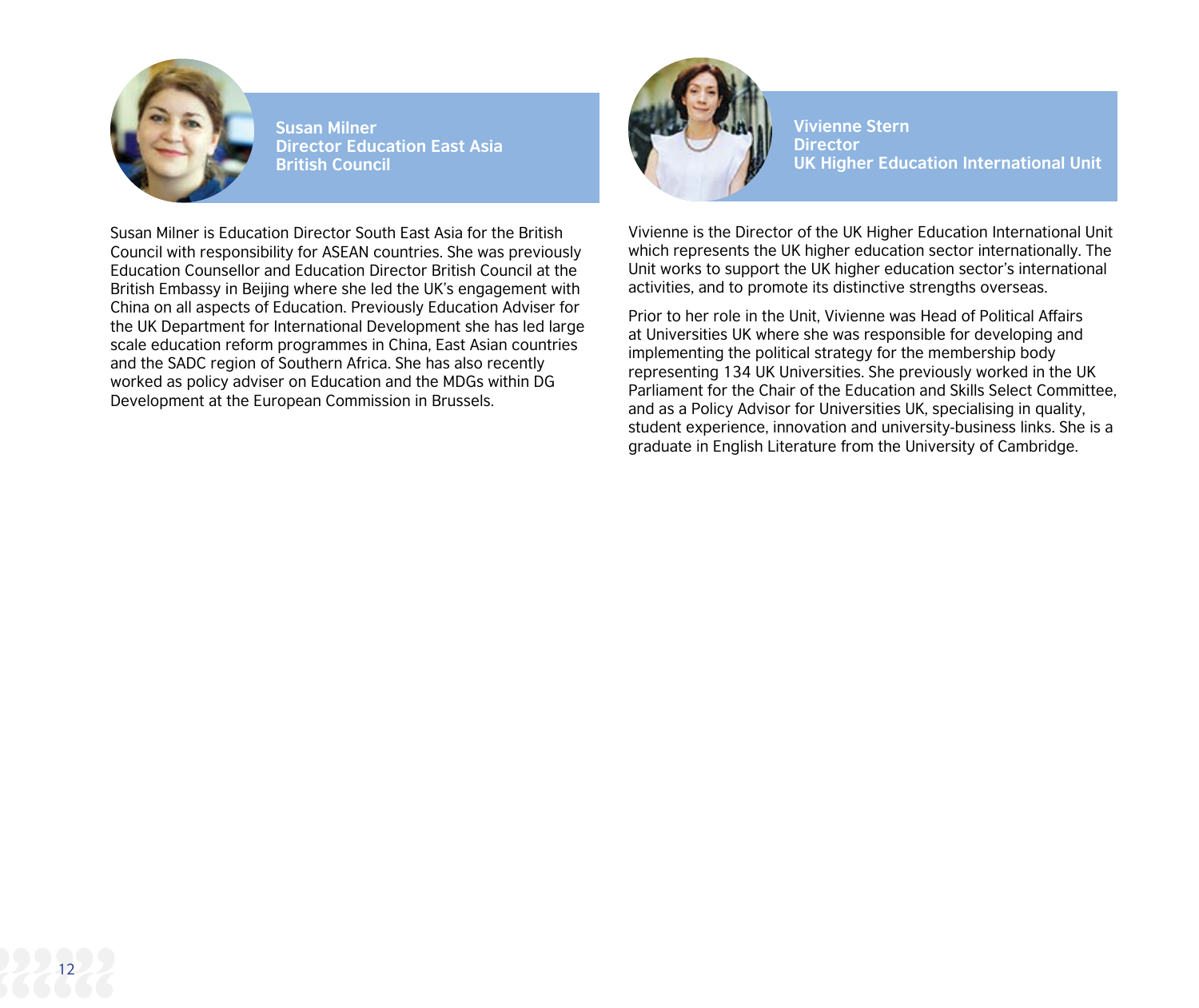### Susan Milner
**Director Education East Asia**
**British Council**

Susan Milner is Education Director South East Asia for the British Council with responsibility for ASEAN countries. She was previously Education Counsellor and Education Director British Council at the British Embassy in Beijing where she led the UK's engagement with China on all aspects of Education. Previously Education Adviser for the UK Department for International Development she has led large scale education reform programmes in China, East Asian countries and the SADC region of Southern Africa. She has also recently worked as policy adviser on Education and the MDGs within DG Development at the European Commission in Brussels.

### Vivienne Stern
**Director**
**UK Higher Education International Unit**

Vivienne is the Director of the UK Higher Education International Unit which represents the UK higher education sector internationally. The Unit works to support the UK higher education sector's international activities, and to promote its distinctive strengths overseas.

Prior to her role in the Unit, Vivienne was Head of Political Affairs at Universities UK where she was responsible for developing and implementing the political strategy for the membership body representing 134 UK Universities. She previously worked in the UK Parliament for the Chair of the Education and Skills Select Committee, and as a Policy Advisor for Universities UK, specialising in quality, student experience, innovation and university-business links. She is a graduate in English Literature from the University of Cambridge.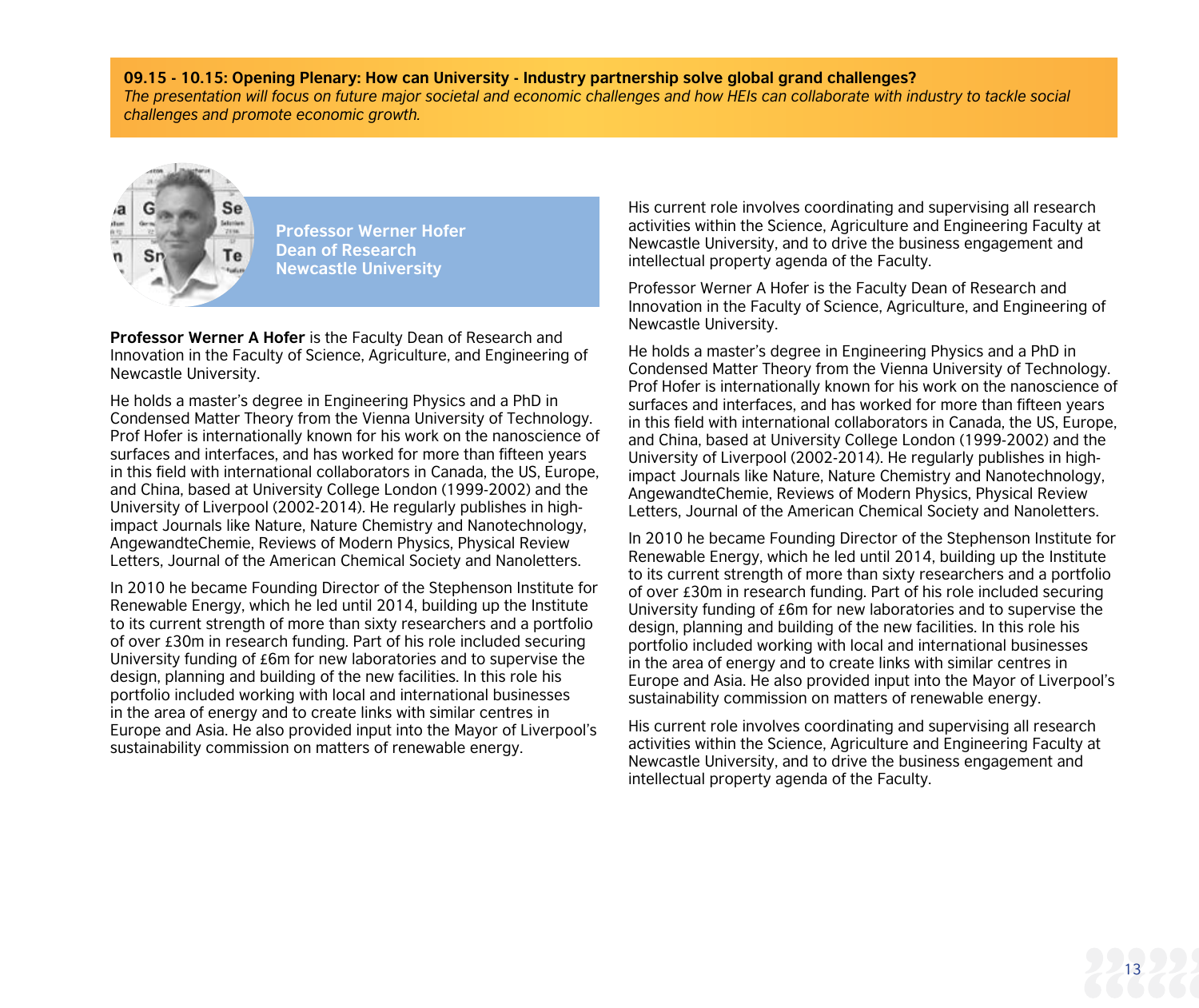**09.15 - 10.15: Opening Plenary: How can University - Industry partnership solve global grand challenges?**

*The presentation will focus on future major societal and economic challenges and how HEIs can collaborate with industry to tackle social challenges and promote economic growth.*

**Professor Werner Hofer**
**Dean of Research**
**Newcastle University**

**Professor Werner A Hofer** is the Faculty Dean of Research and Innovation in the Faculty of Science, Agriculture, and Engineering of Newcastle University.

He holds a master's degree in Engineering Physics and a PhD in Condensed Matter Theory from the Vienna University of Technology. Prof Hofer is internationally known for his work on the nanoscience of surfaces and interfaces, and has worked for more than fifteen years in this field with international collaborators in Canada, the US, Europe, and China, based at University College London (1999-2002) and the University of Liverpool (2002-2014). He regularly publishes in high-impact Journals like Nature, Nature Chemistry and Nanotechnology, AngewandteChemie, Reviews of Modern Physics, Physical Review Letters, Journal of the American Chemical Society and Nanoletters.

In 2010 he became Founding Director of the Stephenson Institute for Renewable Energy, which he led until 2014, building up the Institute to its current strength of more than sixty researchers and a portfolio of over £30m in research funding. Part of his role included securing University funding of £6m for new laboratories and to supervise the design, planning and building of the new facilities. In this role his portfolio included working with local and international businesses in the area of energy and to create links with similar centres in Europe and Asia. He also provided input into the Mayor of Liverpool's sustainability commission on matters of renewable energy.

His current role involves coordinating and supervising all research activities within the Science, Agriculture and Engineering Faculty at Newcastle University, and to drive the business engagement and intellectual property agenda of the Faculty.

Professor Werner A Hofer is the Faculty Dean of Research and Innovation in the Faculty of Science, Agriculture, and Engineering of Newcastle University.

He holds a master's degree in Engineering Physics and a PhD in Condensed Matter Theory from the Vienna University of Technology. Prof Hofer is internationally known for his work on the nanoscience of surfaces and interfaces, and has worked for more than fifteen years in this field with international collaborators in Canada, the US, Europe, and China, based at University College London (1999-2002) and the University of Liverpool (2002-2014). He regularly publishes in high-impact Journals like Nature, Nature Chemistry and Nanotechnology, AngewandteChemie, Reviews of Modern Physics, Physical Review Letters, Journal of the American Chemical Society and Nanoletters.

In 2010 he became Founding Director of the Stephenson Institute for Renewable Energy, which he led until 2014, building up the Institute to its current strength of more than sixty researchers and a portfolio of over £30m in research funding. Part of his role included securing University funding of £6m for new laboratories and to supervise the design, planning and building of the new facilities. In this role his portfolio included working with local and international businesses in the area of energy and to create links with similar centres in Europe and Asia. He also provided input into the Mayor of Liverpool's sustainability commission on matters of renewable energy.

His current role involves coordinating and supervising all research activities within the Science, Agriculture and Engineering Faculty at Newcastle University, and to drive the business engagement and intellectual property agenda of the Faculty.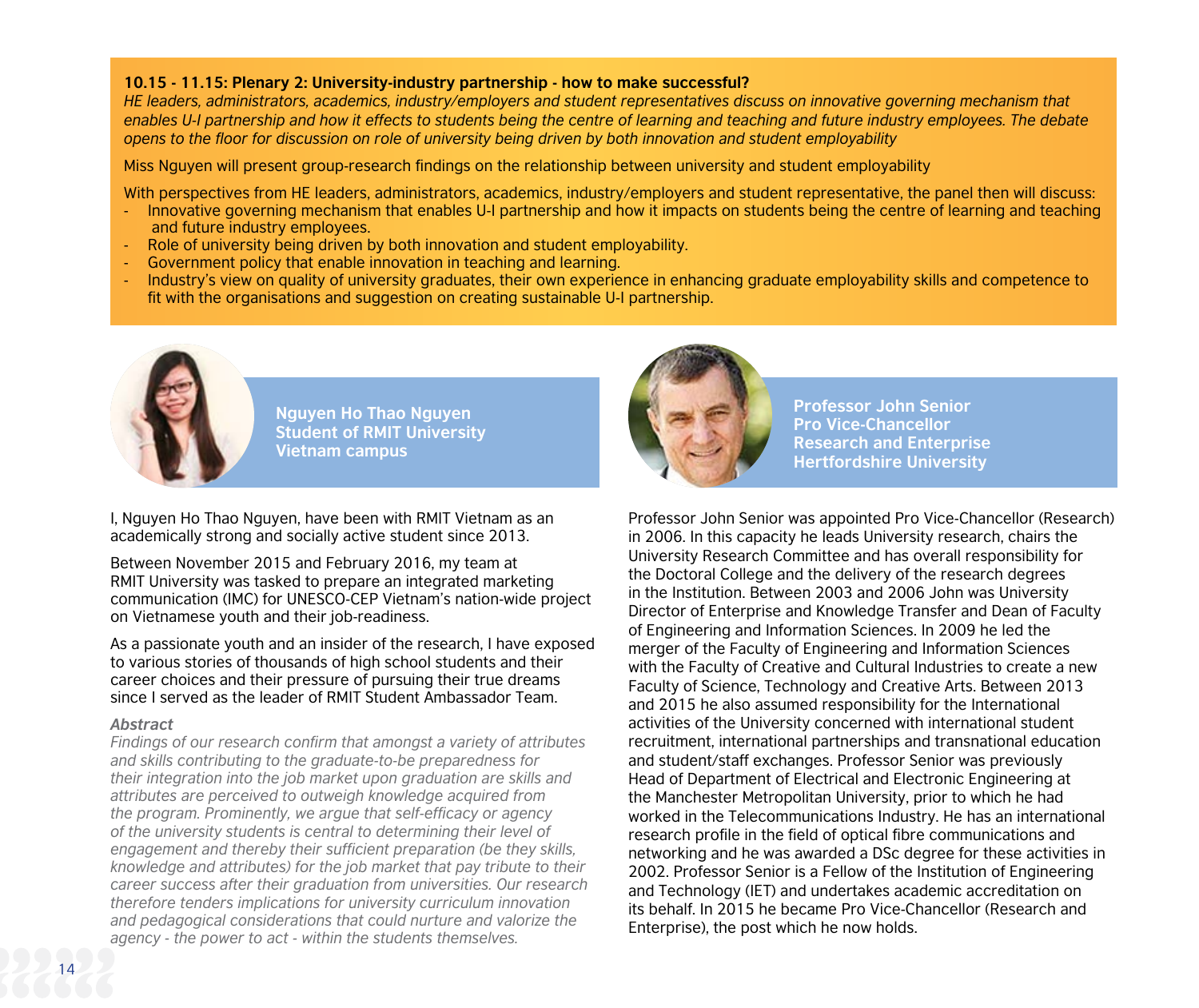**10.15 - 11.15: Plenary 2: University-industry partnership - how to make successful?**

*HE leaders, administrators, academics, industry/employers and student representatives discuss on innovative governing mechanism that enables U-I partnership and how it effects to students being the centre of learning and teaching and future industry employees. The debate opens to the floor for discussion on role of university being driven by both innovation and student employability*

Miss Nguyen will present group-research findings on the relationship between university and student employability

With perspectives from HE leaders, administrators, academics, industry/employers and student representative, the panel then will discuss:

- Innovative governing mechanism that enables U-I partnership and how it impacts on students being the centre of learning and teaching and future industry employees.
- Role of university being driven by both innovation and student employability.
- Government policy that enable innovation in teaching and learning.
- Industry's view on quality of university graduates, their own experience in enhancing graduate employability skills and competence to fit with the organisations and suggestion on creating sustainable U-I partnership.

**Nguyen Ho Thao Nguyen**
**Student of RMIT University**
**Vietnam campus**

I, Nguyen Ho Thao Nguyen, have been with RMIT Vietnam as an academically strong and socially active student since 2013.

Between November 2015 and February 2016, my team at RMIT University was tasked to prepare an integrated marketing communication (IMC) for UNESCO-CEP Vietnam's nation-wide project on Vietnamese youth and their job-readiness.

As a passionate youth and an insider of the research, I have exposed to various stories of thousands of high school students and their career choices and their pressure of pursuing their true dreams since I served as the leader of RMIT Student Ambassador Team.

***Abstract***

*Findings of our research confirm that amongst a variety of attributes and skills contributing to the graduate-to-be preparedness for their integration into the job market upon graduation are skills and attributes are perceived to outweigh knowledge acquired from the program. Prominently, we argue that self-efficacy or agency of the university students is central to determining their level of engagement and thereby their sufficient preparation (be they skills, knowledge and attributes) for the job market that pay tribute to their career success after their graduation from universities. Our research therefore tenders implications for university curriculum innovation and pedagogical considerations that could nurture and valorize the agency - the power to act - within the students themselves.*

**Professor John Senior**
**Pro Vice-Chancellor**
**Research and Enterprise**
**Hertfordshire University**

Professor John Senior was appointed Pro Vice-Chancellor (Research) in 2006. In this capacity he leads University research, chairs the University Research Committee and has overall responsibility for the Doctoral College and the delivery of the research degrees in the Institution. Between 2003 and 2006 John was University Director of Enterprise and Knowledge Transfer and Dean of Faculty of Engineering and Information Sciences. In 2009 he led the merger of the Faculty of Engineering and Information Sciences with the Faculty of Creative and Cultural Industries to create a new Faculty of Science, Technology and Creative Arts. Between 2013 and 2015 he also assumed responsibility for the International activities of the University concerned with international student recruitment, international partnerships and transnational education and student/staff exchanges. Professor Senior was previously Head of Department of Electrical and Electronic Engineering at the Manchester Metropolitan University, prior to which he had worked in the Telecommunications Industry. He has an international research profile in the field of optical fibre communications and networking and he was awarded a DSc degree for these activities in 2002. Professor Senior is a Fellow of the Institution of Engineering and Technology (IET) and undertakes academic accreditation on its behalf. In 2015 he became Pro Vice-Chancellor (Research and Enterprise), the post which he now holds.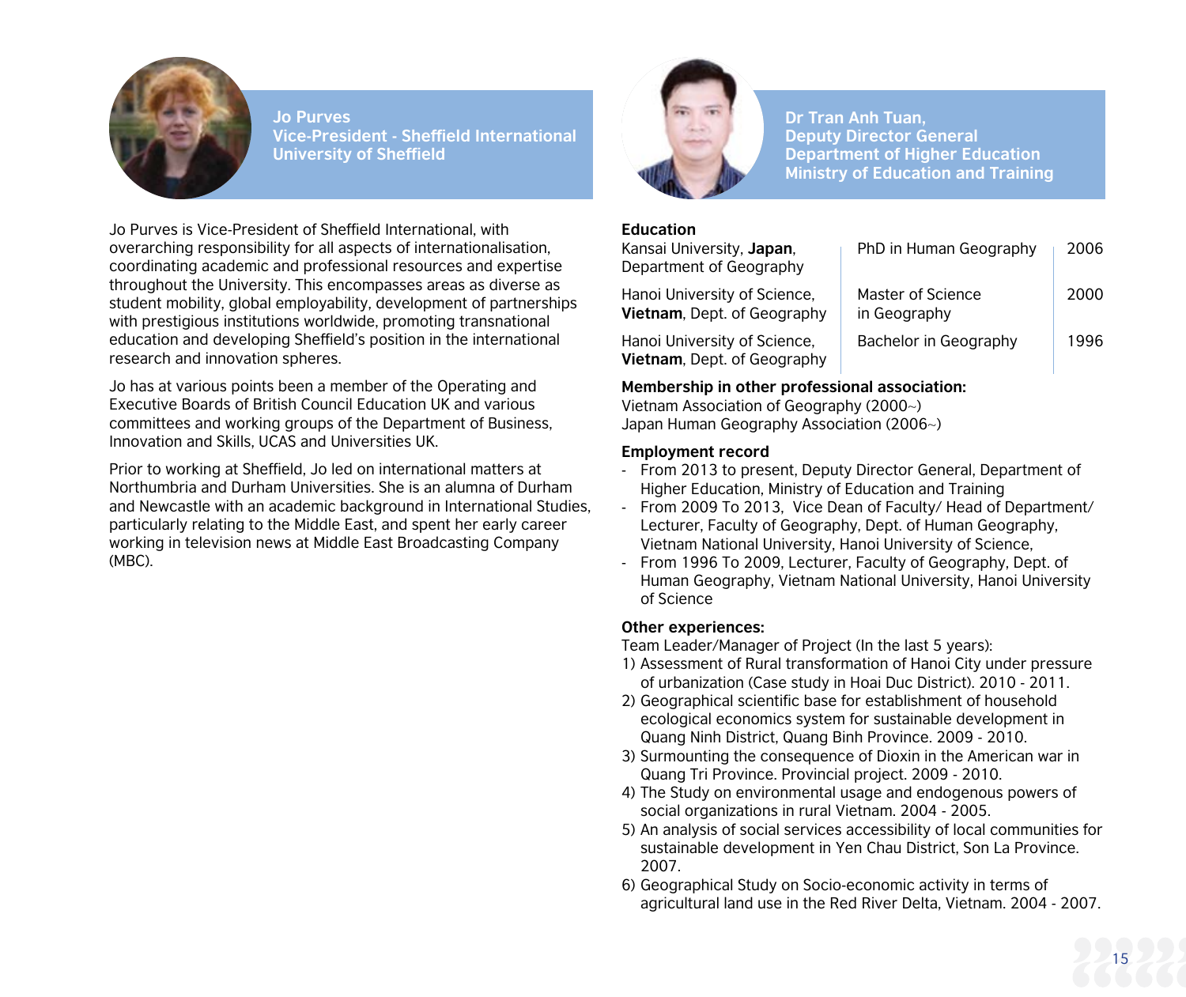## Jo Purves
**Vice-President - Sheffield International**
**University of Sheffield**

Jo Purves is Vice-President of Sheffield International, with overarching responsibility for all aspects of internationalisation, coordinating academic and professional resources and expertise throughout the University. This encompasses areas as diverse as student mobility, global employability, development of partnerships with prestigious institutions worldwide, promoting transnational education and developing Sheffield's position in the international research and innovation spheres.

Jo has at various points been a member of the Operating and Executive Boards of British Council Education UK and various committees and working groups of the Department of Business, Innovation and Skills, UCAS and Universities UK.

Prior to working at Sheffield, Jo led on international matters at Northumbria and Durham Universities. She is an alumna of Durham and Newcastle with an academic background in International Studies, particularly relating to the Middle East, and spent her early career working in television news at Middle East Broadcasting Company (MBC).

## Dr Tran Anh Tuan,
**Deputy Director General**
**Department of Higher Education**
**Ministry of Education and Training**

**Education**

| | | |
|---|---|---|
| Kansai University, **Japan**, Department of Geography | PhD in Human Geography | 2006 |
| Hanoi University of Science, **Vietnam**, Dept. of Geography | Master of Science in Geography | 2000 |
| Hanoi University of Science, **Vietnam**, Dept. of Geography | Bachelor in Geography | 1996 |

**Membership in other professional association:**
Vietnam Association of Geography (2000~)
Japan Human Geography Association (2006~)

**Employment record**
- From 2013 to present, Deputy Director General, Department of Higher Education, Ministry of Education and Training
- From 2009 To 2013, Vice Dean of Faculty/ Head of Department/ Lecturer, Faculty of Geography, Dept. of Human Geography, Vietnam National University, Hanoi University of Science,
- From 1996 To 2009, Lecturer, Faculty of Geography, Dept. of Human Geography, Vietnam National University, Hanoi University of Science

**Other experiences:**
Team Leader/Manager of Project (In the last 5 years):
1) Assessment of Rural transformation of Hanoi City under pressure of urbanization (Case study in Hoai Duc District). 2010 - 2011.
2) Geographical scientific base for establishment of household ecological economics system for sustainable development in Quang Ninh District, Quang Binh Province. 2009 - 2010.
3) Surmounting the consequence of Dioxin in the American war in Quang Tri Province. Provincial project. 2009 - 2010.
4) The Study on environmental usage and endogenous powers of social organizations in rural Vietnam. 2004 - 2005.
5) An analysis of social services accessibility of local communities for sustainable development in Yen Chau District, Son La Province. 2007.
6) Geographical Study on Socio-economic activity in terms of agricultural land use in the Red River Delta, Vietnam. 2004 - 2007.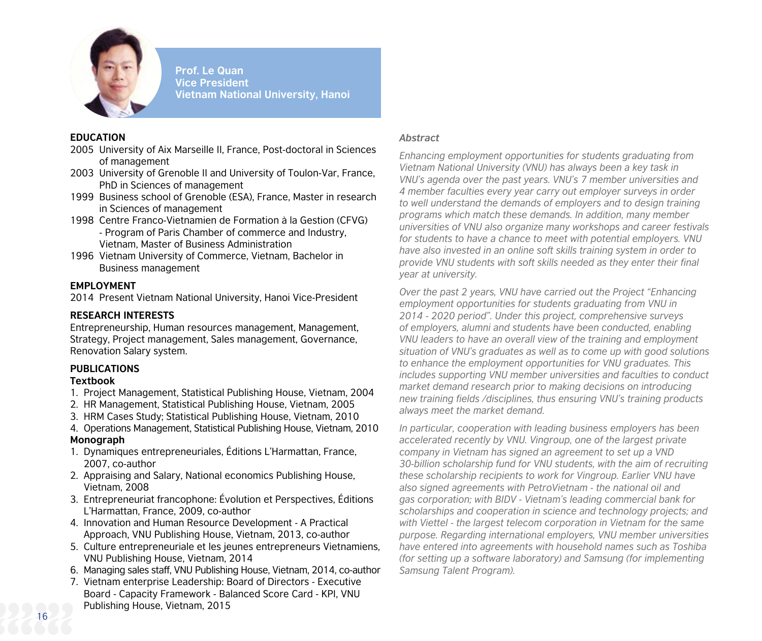**Prof. Le Quan**
**Vice President**
**Vietnam National University, Hanoi**

## EDUCATION

- 2005 University of Aix Marseille II, France, Post-doctoral in Sciences of management
- 2003 University of Grenoble II and University of Toulon-Var, France, PhD in Sciences of management
- 1999 Business school of Grenoble (ESA), France, Master in research in Sciences of management
- 1998 Centre Franco-Vietnamien de Formation à la Gestion (CFVG) - Program of Paris Chamber of commerce and Industry, Vietnam, Master of Business Administration
- 1996 Vietnam University of Commerce, Vietnam, Bachelor in Business management

## EMPLOYMENT

2014 Present Vietnam National University, Hanoi Vice-President

## RESEARCH INTERESTS

Entrepreneurship, Human resources management, Management, Strategy, Project management, Sales management, Governance, Renovation Salary system.

## PUBLICATIONS

### Textbook

1. Project Management, Statistical Publishing House, Vietnam, 2004
2. HR Management, Statistical Publishing House, Vietnam, 2005
3. HRM Cases Study; Statistical Publishing House, Vietnam, 2010
4. Operations Management, Statistical Publishing House, Vietnam, 2010

### Monograph

1. Dynamiques entrepreneuriales, Éditions L'Harmattan, France, 2007, co-author
2. Appraising and Salary, National economics Publishing House, Vietnam, 2008
3. Entrepreneuriat francophone: Évolution et Perspectives, Éditions L'Harmattan, France, 2009, co-author
4. Innovation and Human Resource Development - A Practical Approach, VNU Publishing House, Vietnam, 2013, co-author
5. Culture entrepreneuriale et les jeunes entrepreneurs Vietnamiens, VNU Publishing House, Vietnam, 2014
6. Managing sales staff, VNU Publishing House, Vietnam, 2014, co-author
7. Vietnam enterprise Leadership: Board of Directors - Executive Board - Capacity Framework - Balanced Score Card - KPI, VNU Publishing House, Vietnam, 2015

### *Abstract*

*Enhancing employment opportunities for students graduating from Vietnam National University (VNU) has always been a key task in VNU's agenda over the past years. VNU's 7 member universities and 4 member faculties every year carry out employer surveys in order to well understand the demands of employers and to design training programs which match these demands. In addition, many member universities of VNU also organize many workshops and career festivals for students to have a chance to meet with potential employers. VNU have also invested in an online soft skills training system in order to provide VNU students with soft skills needed as they enter their final year at university.*

*Over the past 2 years, VNU have carried out the Project "Enhancing employment opportunities for students graduating from VNU in 2014 - 2020 period". Under this project, comprehensive surveys of employers, alumni and students have been conducted, enabling VNU leaders to have an overall view of the training and employment situation of VNU's graduates as well as to come up with good solutions to enhance the employment opportunities for VNU graduates. This includes supporting VNU member universities and faculties to conduct market demand research prior to making decisions on introducing new training fields /disciplines, thus ensuring VNU's training products always meet the market demand.*

*In particular, cooperation with leading business employers has been accelerated recently by VNU. Vingroup, one of the largest private company in Vietnam has signed an agreement to set up a VND 30-billion scholarship fund for VNU students, with the aim of recruiting these scholarship recipients to work for Vingroup. Earlier VNU have also signed agreements with PetroVietnam - the national oil and gas corporation; with BIDV - Vietnam's leading commercial bank for scholarships and cooperation in science and technology projects; and with Viettel - the largest telecom corporation in Vietnam for the same purpose. Regarding international employers, VNU member universities have entered into agreements with household names such as Toshiba (for setting up a software laboratory) and Samsung (for implementing Samsung Talent Program).*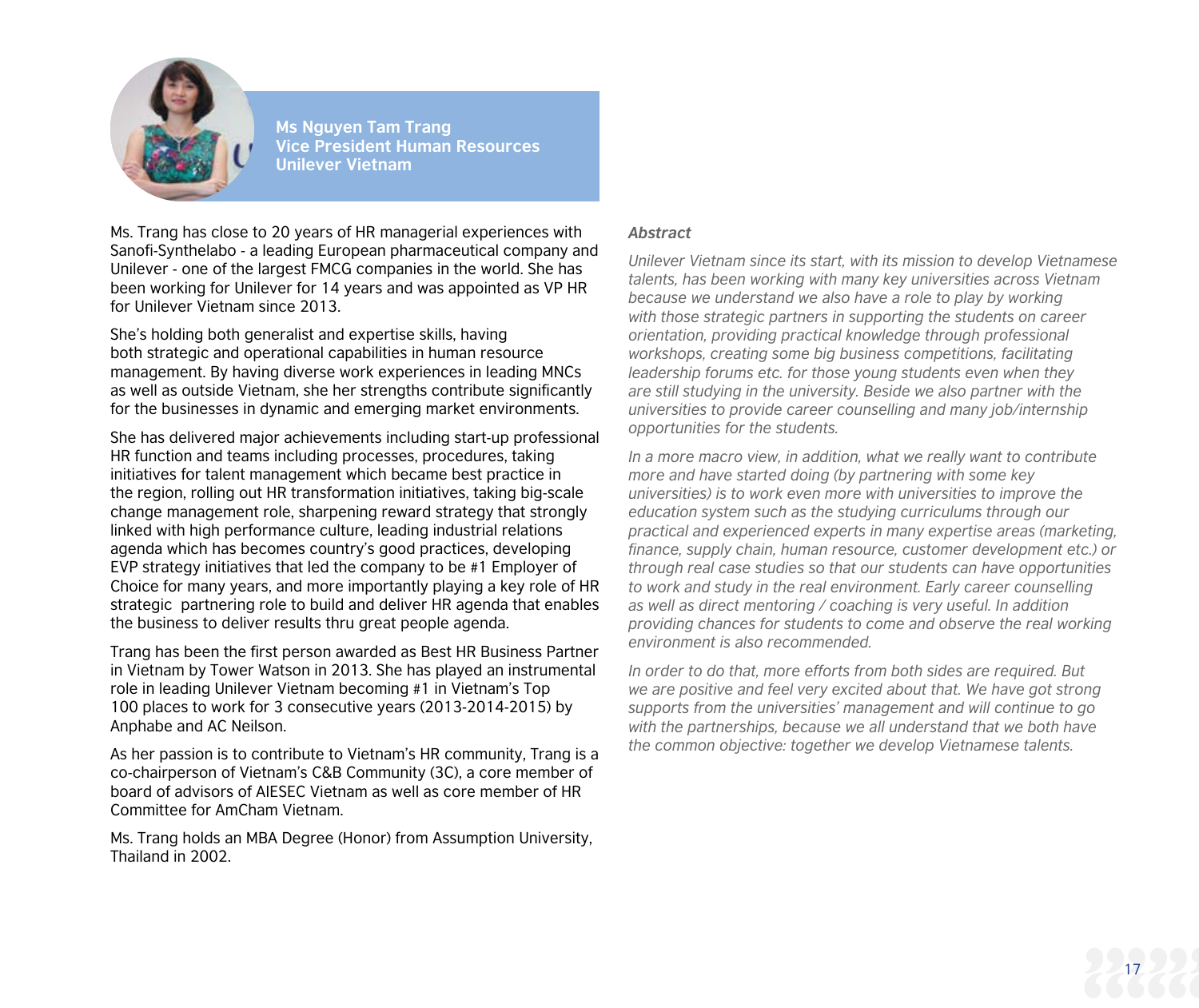**Ms Nguyen Tam Trang**
**Vice President Human Resources**
**Unilever Vietnam**

Ms. Trang has close to 20 years of HR managerial experiences with Sanofi-Synthelabo - a leading European pharmaceutical company and Unilever - one of the largest FMCG companies in the world. She has been working for Unilever for 14 years and was appointed as VP HR for Unilever Vietnam since 2013.

She's holding both generalist and expertise skills, having both strategic and operational capabilities in human resource management. By having diverse work experiences in leading MNCs as well as outside Vietnam, she her strengths contribute significantly for the businesses in dynamic and emerging market environments.

She has delivered major achievements including start-up professional HR function and teams including processes, procedures, taking initiatives for talent management which became best practice in the region, rolling out HR transformation initiatives, taking big-scale change management role, sharpening reward strategy that strongly linked with high performance culture, leading industrial relations agenda which has becomes country's good practices, developing EVP strategy initiatives that led the company to be #1 Employer of Choice for many years, and more importantly playing a key role of HR strategic partnering role to build and deliver HR agenda that enables the business to deliver results thru great people agenda.

Trang has been the first person awarded as Best HR Business Partner in Vietnam by Tower Watson in 2013. She has played an instrumental role in leading Unilever Vietnam becoming #1 in Vietnam's Top 100 places to work for 3 consecutive years (2013-2014-2015) by Anphabe and AC Neilson.

As her passion is to contribute to Vietnam's HR community, Trang is a co-chairperson of Vietnam's C&B Community (3C), a core member of board of advisors of AIESEC Vietnam as well as core member of HR Committee for AmCham Vietnam.

Ms. Trang holds an MBA Degree (Honor) from Assumption University, Thailand in 2002.

***Abstract***

*Unilever Vietnam since its start, with its mission to develop Vietnamese talents, has been working with many key universities across Vietnam because we understand we also have a role to play by working with those strategic partners in supporting the students on career orientation, providing practical knowledge through professional workshops, creating some big business competitions, facilitating leadership forums etc. for those young students even when they are still studying in the university. Beside we also partner with the universities to provide career counselling and many job/internship opportunities for the students.*

*In a more macro view, in addition, what we really want to contribute more and have started doing (by partnering with some key universities) is to work even more with universities to improve the education system such as the studying curriculums through our practical and experienced experts in many expertise areas (marketing, finance, supply chain, human resource, customer development etc.) or through real case studies so that our students can have opportunities to work and study in the real environment. Early career counselling as well as direct mentoring / coaching is very useful. In addition providing chances for students to come and observe the real working environment is also recommended.*

*In order to do that, more efforts from both sides are required. But we are positive and feel very excited about that. We have got strong supports from the universities' management and will continue to go with the partnerships, because we all understand that we both have the common objective: together we develop Vietnamese talents.*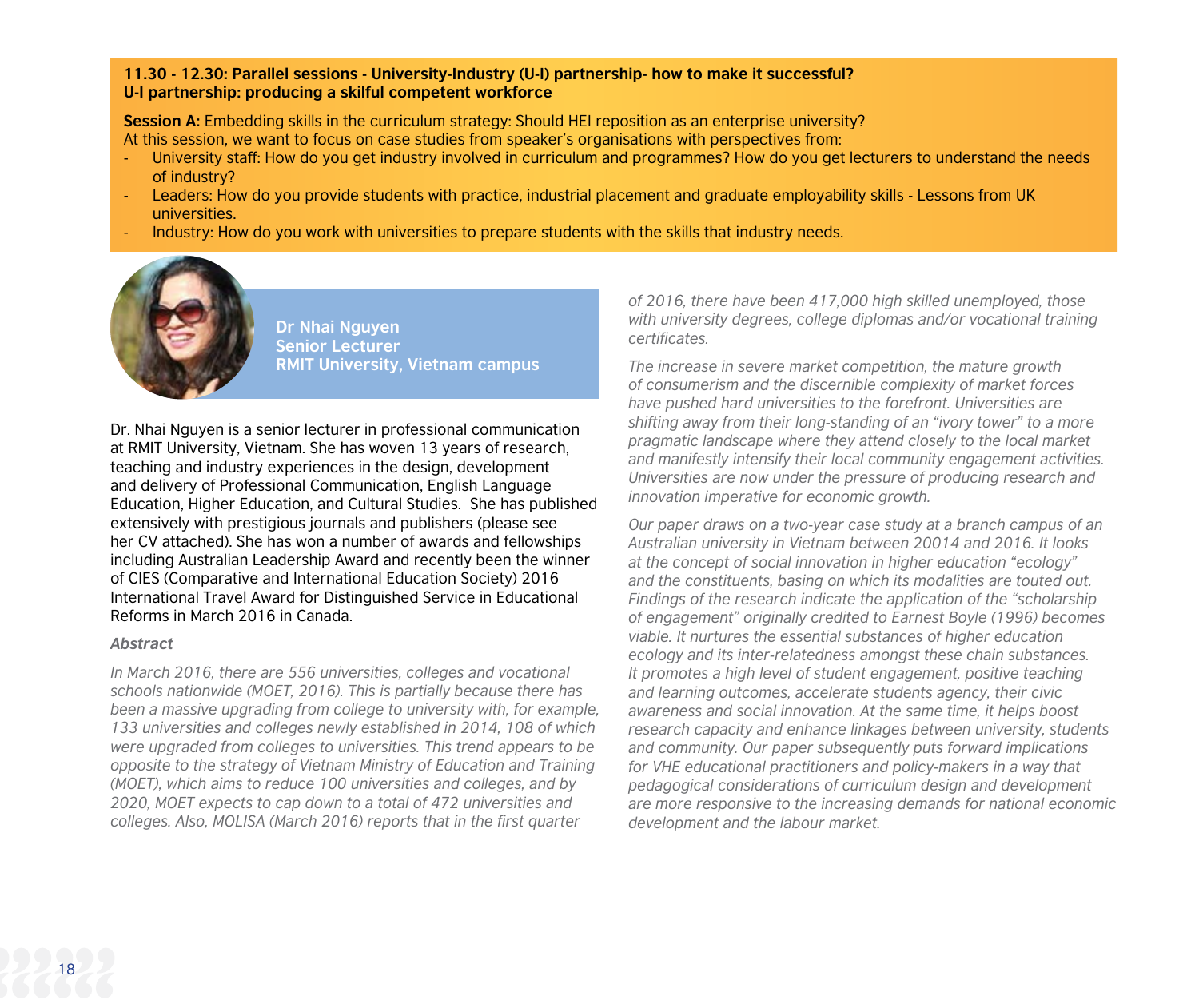**11.30 - 12.30: Parallel sessions - University-Industry (U-I) partnership- how to make it successful?**
**U-I partnership: producing a skilful competent workforce**

**Session A:** Embedding skills in the curriculum strategy: Should HEI reposition as an enterprise university?
At this session, we want to focus on case studies from speaker's organisations with perspectives from:

- University staff: How do you get industry involved in curriculum and programmes? How do you get lecturers to understand the needs of industry?
- Leaders: How do you provide students with practice, industrial placement and graduate employability skills - Lessons from UK universities.
- Industry: How do you work with universities to prepare students with the skills that industry needs.

**Dr Nhai Nguyen**
**Senior Lecturer**
**RMIT University, Vietnam campus**

Dr. Nhai Nguyen is a senior lecturer in professional communication at RMIT University, Vietnam. She has woven 13 years of research, teaching and industry experiences in the design, development and delivery of Professional Communication, English Language Education, Higher Education, and Cultural Studies. She has published extensively with prestigious journals and publishers (please see her CV attached). She has won a number of awards and fellowships including Australian Leadership Award and recently been the winner of CIES (Comparative and International Education Society) 2016 International Travel Award for Distinguished Service in Educational Reforms in March 2016 in Canada.

***Abstract***

*In March 2016, there are 556 universities, colleges and vocational schools nationwide (MOET, 2016). This is partially because there has been a massive upgrading from college to university with, for example, 133 universities and colleges newly established in 2014, 108 of which were upgraded from colleges to universities. This trend appears to be opposite to the strategy of Vietnam Ministry of Education and Training (MOET), which aims to reduce 100 universities and colleges, and by 2020, MOET expects to cap down to a total of 472 universities and colleges. Also, MOLISA (March 2016) reports that in the first quarter of 2016, there have been 417,000 high skilled unemployed, those with university degrees, college diplomas and/or vocational training certificates.*

*The increase in severe market competition, the mature growth of consumerism and the discernible complexity of market forces have pushed hard universities to the forefront. Universities are shifting away from their long-standing of an "ivory tower" to a more pragmatic landscape where they attend closely to the local market and manifestly intensify their local community engagement activities. Universities are now under the pressure of producing research and innovation imperative for economic growth.*

*Our paper draws on a two-year case study at a branch campus of an Australian university in Vietnam between 20014 and 2016. It looks at the concept of social innovation in higher education "ecology" and the constituents, basing on which its modalities are touted out. Findings of the research indicate the application of the "scholarship of engagement" originally credited to Earnest Boyle (1996) becomes viable. It nurtures the essential substances of higher education ecology and its inter-relatedness amongst these chain substances. It promotes a high level of student engagement, positive teaching and learning outcomes, accelerate students agency, their civic awareness and social innovation. At the same time, it helps boost research capacity and enhance linkages between university, students and community. Our paper subsequently puts forward implications for VHE educational practitioners and policy-makers in a way that pedagogical considerations of curriculum design and development are more responsive to the increasing demands for national economic development and the labour market.*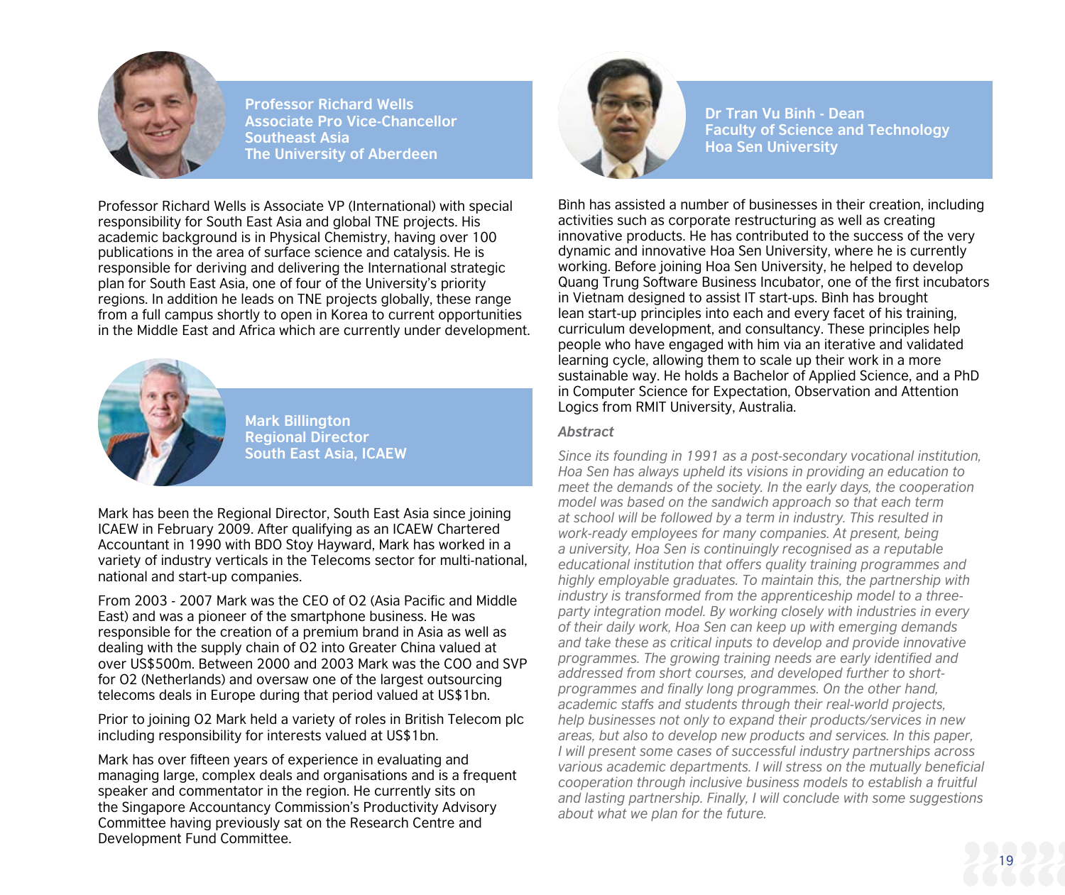**Professor Richard Wells**
**Associate Pro Vice-Chancellor**
**Southeast Asia**
**The University of Aberdeen**

Professor Richard Wells is Associate VP (International) with special responsibility for South East Asia and global TNE projects. His academic background is in Physical Chemistry, having over 100 publications in the area of surface science and catalysis. He is responsible for deriving and delivering the International strategic plan for South East Asia, one of four of the University's priority regions. In addition he leads on TNE projects globally, these range from a full campus shortly to open in Korea to current opportunities in the Middle East and Africa which are currently under development.

**Mark Billington**
**Regional Director**
**South East Asia, ICAEW**

Mark has been the Regional Director, South East Asia since joining ICAEW in February 2009. After qualifying as an ICAEW Chartered Accountant in 1990 with BDO Stoy Hayward, Mark has worked in a variety of industry verticals in the Telecoms sector for multi-national, national and start-up companies.

From 2003 - 2007 Mark was the CEO of O2 (Asia Pacific and Middle East) and was a pioneer of the smartphone business. He was responsible for the creation of a premium brand in Asia as well as dealing with the supply chain of O2 into Greater China valued at over US$500m. Between 2000 and 2003 Mark was the COO and SVP for O2 (Netherlands) and oversaw one of the largest outsourcing telecoms deals in Europe during that period valued at US$1bn.

Prior to joining O2 Mark held a variety of roles in British Telecom plc including responsibility for interests valued at US$1bn.

Mark has over fifteen years of experience in evaluating and managing large, complex deals and organisations and is a frequent speaker and commentator in the region. He currently sits on the Singapore Accountancy Commission's Productivity Advisory Committee having previously sat on the Research Centre and Development Fund Committee.

**Dr Tran Vu Binh - Dean**
**Faculty of Science and Technology**
**Hoa Sen University**

Bình has assisted a number of businesses in their creation, including activities such as corporate restructuring as well as creating innovative products. He has contributed to the success of the very dynamic and innovative Hoa Sen University, where he is currently working. Before joining Hoa Sen University, he helped to develop Quang Trung Software Business Incubator, one of the first incubators in Vietnam designed to assist IT start-ups. Bình has brought lean start-up principles into each and every facet of his training, curriculum development, and consultancy. These principles help people who have engaged with him via an iterative and validated learning cycle, allowing them to scale up their work in a more sustainable way. He holds a Bachelor of Applied Science, and a PhD in Computer Science for Expectation, Observation and Attention Logics from RMIT University, Australia.

***Abstract***

*Since its founding in 1991 as a post-secondary vocational institution, Hoa Sen has always upheld its visions in providing an education to meet the demands of the society. In the early days, the cooperation model was based on the sandwich approach so that each term at school will be followed by a term in industry. This resulted in work-ready employees for many companies. At present, being a university, Hoa Sen is continuingly recognised as a reputable educational institution that offers quality training programmes and highly employable graduates. To maintain this, the partnership with industry is transformed from the apprenticeship model to a three-party integration model. By working closely with industries in every of their daily work, Hoa Sen can keep up with emerging demands and take these as critical inputs to develop and provide innovative programmes. The growing training needs are early identified and addressed from short courses, and developed further to short-programmes and finally long programmes. On the other hand, academic staffs and students through their real-world projects, help businesses not only to expand their products/services in new areas, but also to develop new products and services. In this paper, I will present some cases of successful industry partnerships across various academic departments. I will stress on the mutually beneficial cooperation through inclusive business models to establish a fruitful and lasting partnership. Finally, I will conclude with some suggestions about what we plan for the future.*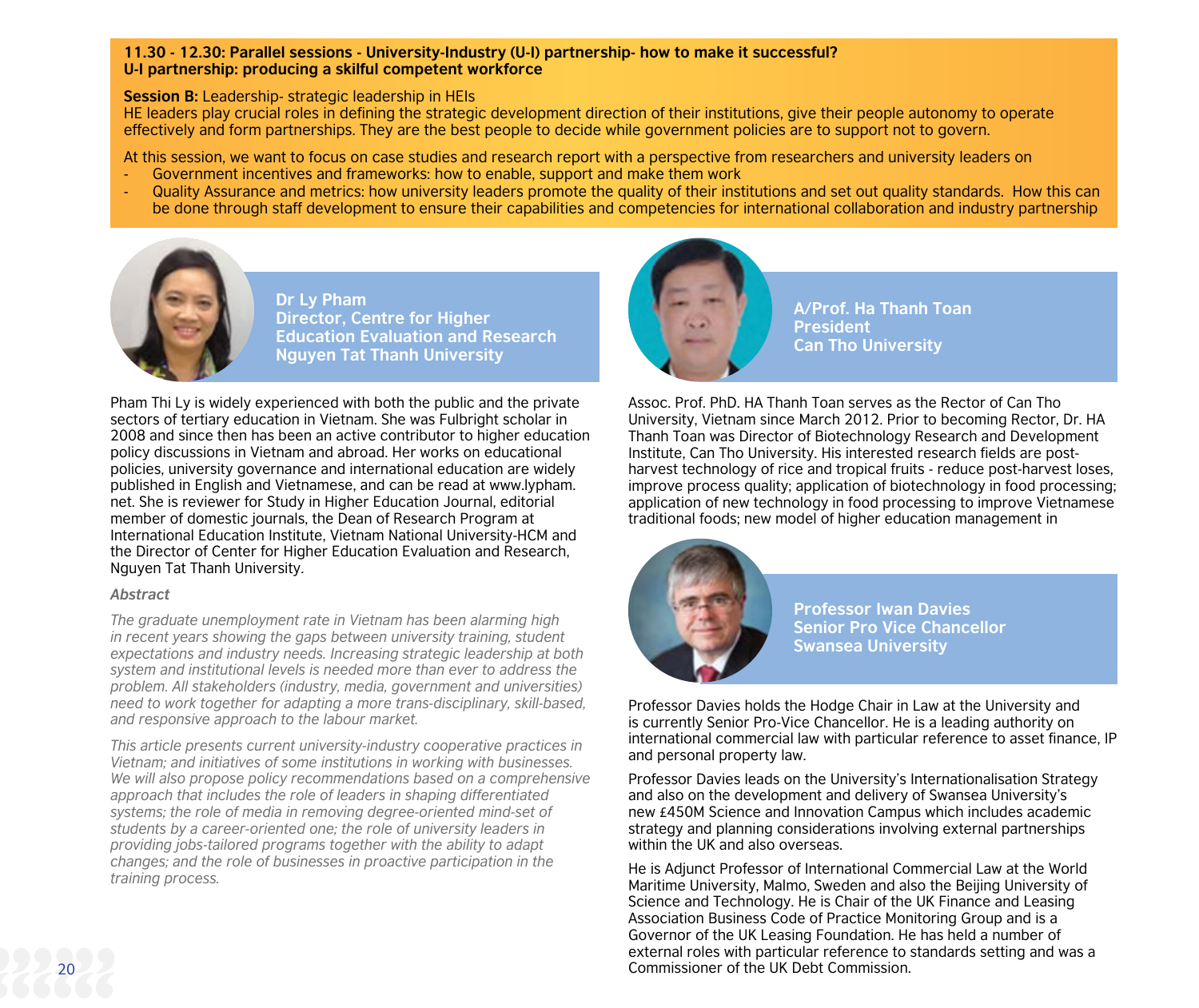**11.30 - 12.30: Parallel sessions - University-Industry (U-I) partnership- how to make it successful?**
**U-I partnership: producing a skilful competent workforce**

**Session B:** Leadership- strategic leadership in HEIs
HE leaders play crucial roles in defining the strategic development direction of their institutions, give their people autonomy to operate effectively and form partnerships. They are the best people to decide while government policies are to support not to govern.

At this session, we want to focus on case studies and research report with a perspective from researchers and university leaders on

- Government incentives and frameworks: how to enable, support and make them work
- Quality Assurance and metrics: how university leaders promote the quality of their institutions and set out quality standards. How this can be done through staff development to ensure their capabilities and competencies for international collaboration and industry partnership

### Dr Ly Pham
**Director, Centre for Higher Education Evaluation and Research**
**Nguyen Tat Thanh University**

Pham Thi Ly is widely experienced with both the public and the private sectors of tertiary education in Vietnam. She was Fulbright scholar in 2008 and since then has been an active contributor to higher education policy discussions in Vietnam and abroad. Her works on educational policies, university governance and international education are widely published in English and Vietnamese, and can be read at www.lypham.net. She is reviewer for Study in Higher Education Journal, editorial member of domestic journals, the Dean of Research Program at International Education Institute, Vietnam National University-HCM and the Director of Center for Higher Education Evaluation and Research, Nguyen Tat Thanh University.

***Abstract***

*The graduate unemployment rate in Vietnam has been alarming high in recent years showing the gaps between university training, student expectations and industry needs. Increasing strategic leadership at both system and institutional levels is needed more than ever to address the problem. All stakeholders (industry, media, government and universities) need to work together for adapting a more trans-disciplinary, skill-based, and responsive approach to the labour market.*

*This article presents current university-industry cooperative practices in Vietnam; and initiatives of some institutions in working with businesses. We will also propose policy recommendations based on a comprehensive approach that includes the role of leaders in shaping differentiated systems; the role of media in removing degree-oriented mind-set of students by a career-oriented one; the role of university leaders in providing jobs-tailored programs together with the ability to adapt changes; and the role of businesses in proactive participation in the training process.*

### A/Prof. Ha Thanh Toan
**President**
**Can Tho University**

Assoc. Prof. PhD. HA Thanh Toan serves as the Rector of Can Tho University, Vietnam since March 2012. Prior to becoming Rector, Dr. HA Thanh Toan was Director of Biotechnology Research and Development Institute, Can Tho University. His interested research fields are post-harvest technology of rice and tropical fruits - reduce post-harvest loses, improve process quality; application of biotechnology in food processing; application of new technology in food processing to improve Vietnamese traditional foods; new model of higher education management in

### Professor Iwan Davies
**Senior Pro Vice Chancellor**
**Swansea University**

Professor Davies holds the Hodge Chair in Law at the University and is currently Senior Pro-Vice Chancellor. He is a leading authority on international commercial law with particular reference to asset finance, IP and personal property law.

Professor Davies leads on the University's Internationalisation Strategy and also on the development and delivery of Swansea University's new £450M Science and Innovation Campus which includes academic strategy and planning considerations involving external partnerships within the UK and also overseas.

He is Adjunct Professor of International Commercial Law at the World Maritime University, Malmo, Sweden and also the Beijing University of Science and Technology. He is Chair of the UK Finance and Leasing Association Business Code of Practice Monitoring Group and is a Governor of the UK Leasing Foundation. He has held a number of external roles with particular reference to standards setting and was a Commissioner of the UK Debt Commission.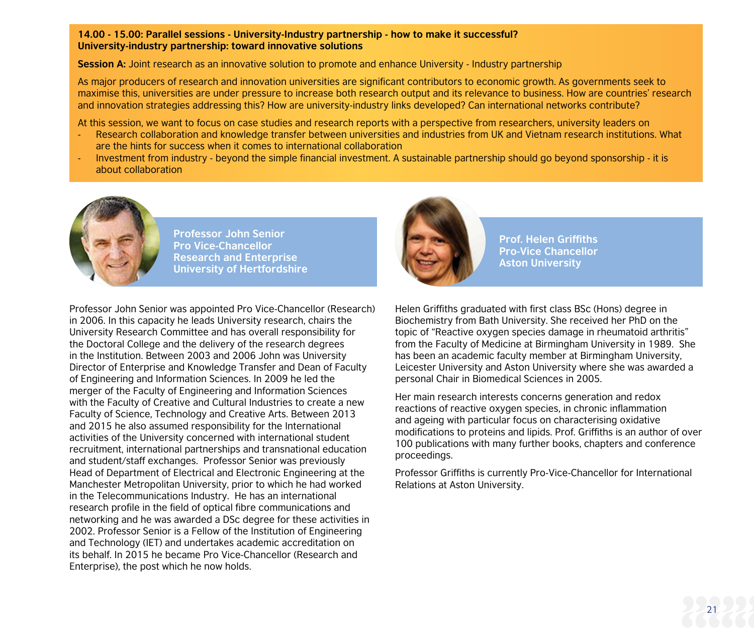**14.00 - 15.00: Parallel sessions - University-Industry partnership - how to make it successful?**
**University-industry partnership: toward innovative solutions**

**Session A:** Joint research as an innovative solution to promote and enhance University - Industry partnership

As major producers of research and innovation universities are significant contributors to economic growth. As governments seek to maximise this, universities are under pressure to increase both research output and its relevance to business. How are countries' research and innovation strategies addressing this? How are university-industry links developed? Can international networks contribute?

At this session, we want to focus on case studies and research reports with a perspective from researchers, university leaders on

- Research collaboration and knowledge transfer between universities and industries from UK and Vietnam research institutions. What are the hints for success when it comes to international collaboration
- Investment from industry - beyond the simple financial investment. A sustainable partnership should go beyond sponsorship - it is about collaboration

**Professor John Senior**
**Pro Vice-Chancellor**
**Research and Enterprise**
**University of Hertfordshire**

Professor John Senior was appointed Pro Vice-Chancellor (Research) in 2006. In this capacity he leads University research, chairs the University Research Committee and has overall responsibility for the Doctoral College and the delivery of the research degrees in the Institution. Between 2003 and 2006 John was University Director of Enterprise and Knowledge Transfer and Dean of Faculty of Engineering and Information Sciences. In 2009 he led the merger of the Faculty of Engineering and Information Sciences with the Faculty of Creative and Cultural Industries to create a new Faculty of Science, Technology and Creative Arts. Between 2013 and 2015 he also assumed responsibility for the International activities of the University concerned with international student recruitment, international partnerships and transnational education and student/staff exchanges. Professor Senior was previously Head of Department of Electrical and Electronic Engineering at the Manchester Metropolitan University, prior to which he had worked in the Telecommunications Industry. He has an international research profile in the field of optical fibre communications and networking and he was awarded a DSc degree for these activities in 2002. Professor Senior is a Fellow of the Institution of Engineering and Technology (IET) and undertakes academic accreditation on its behalf. In 2015 he became Pro Vice-Chancellor (Research and Enterprise), the post which he now holds.

**Prof. Helen Griffiths**
**Pro-Vice Chancellor**
**Aston University**

Helen Griffiths graduated with first class BSc (Hons) degree in Biochemistry from Bath University. She received her PhD on the topic of "Reactive oxygen species damage in rheumatoid arthritis" from the Faculty of Medicine at Birmingham University in 1989. She has been an academic faculty member at Birmingham University, Leicester University and Aston University where she was awarded a personal Chair in Biomedical Sciences in 2005.

Her main research interests concerns generation and redox reactions of reactive oxygen species, in chronic inflammation and ageing with particular focus on characterising oxidative modifications to proteins and lipids. Prof. Griffiths is an author of over 100 publications with many further books, chapters and conference proceedings.

Professor Griffiths is currently Pro-Vice-Chancellor for International Relations at Aston University.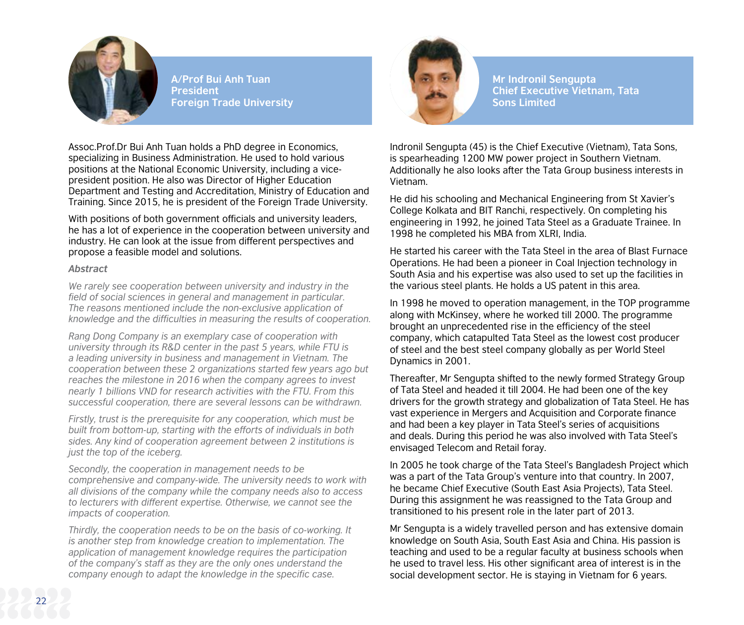## A/Prof Bui Anh Tuan
**President**
**Foreign Trade University**

Assoc.Prof.Dr Bui Anh Tuan holds a PhD degree in Economics, specializing in Business Administration. He used to hold various positions at the National Economic University, including a vice-president position. He also was Director of Higher Education Department and Testing and Accreditation, Ministry of Education and Training. Since 2015, he is president of the Foreign Trade University.

With positions of both government officials and university leaders, he has a lot of experience in the cooperation between university and industry. He can look at the issue from different perspectives and propose a feasible model and solutions.

***Abstract***

*We rarely see cooperation between university and industry in the field of social sciences in general and management in particular. The reasons mentioned include the non-exclusive application of knowledge and the difficulties in measuring the results of cooperation.*

*Rang Dong Company is an exemplary case of cooperation with university through its R&D center in the past 5 years, while FTU is a leading university in business and management in Vietnam. The cooperation between these 2 organizations started few years ago but reaches the milestone in 2016 when the company agrees to invest nearly 1 billions VND for research activities with the FTU. From this successful cooperation, there are several lessons can be withdrawn.*

*Firstly, trust is the prerequisite for any cooperation, which must be built from bottom-up, starting with the efforts of individuals in both sides. Any kind of cooperation agreement between 2 institutions is just the top of the iceberg.*

*Secondly, the cooperation in management needs to be comprehensive and company-wide. The university needs to work with all divisions of the company while the company needs also to access to lecturers with different expertise. Otherwise, we cannot see the impacts of cooperation.*

*Thirdly, the cooperation needs to be on the basis of co-working. It is another step from knowledge creation to implementation. The application of management knowledge requires the participation of the company's staff as they are the only ones understand the company enough to adapt the knowledge in the specific case.*

## Mr Indronil Sengupta
**Chief Executive Vietnam, Tata Sons Limited**

Indronil Sengupta (45) is the Chief Executive (Vietnam), Tata Sons, is spearheading 1200 MW power project in Southern Vietnam. Additionally he also looks after the Tata Group business interests in Vietnam.

He did his schooling and Mechanical Engineering from St Xavier's College Kolkata and BIT Ranchi, respectively. On completing his engineering in 1992, he joined Tata Steel as a Graduate Trainee. In 1998 he completed his MBA from XLRI, India.

He started his career with the Tata Steel in the area of Blast Furnace Operations. He had been a pioneer in Coal Injection technology in South Asia and his expertise was also used to set up the facilities in the various steel plants. He holds a US patent in this area.

In 1998 he moved to operation management, in the TOP programme along with McKinsey, where he worked till 2000. The programme brought an unprecedented rise in the efficiency of the steel company, which catapulted Tata Steel as the lowest cost producer of steel and the best steel company globally as per World Steel Dynamics in 2001.

Thereafter, Mr Sengupta shifted to the newly formed Strategy Group of Tata Steel and headed it till 2004. He had been one of the key drivers for the growth strategy and globalization of Tata Steel. He has vast experience in Mergers and Acquisition and Corporate finance and had been a key player in Tata Steel's series of acquisitions and deals. During this period he was also involved with Tata Steel's envisaged Telecom and Retail foray.

In 2005 he took charge of the Tata Steel's Bangladesh Project which was a part of the Tata Group's venture into that country. In 2007, he became Chief Executive (South East Asia Projects), Tata Steel. During this assignment he was reassigned to the Tata Group and transitioned to his present role in the later part of 2013.

Mr Sengupta is a widely travelled person and has extensive domain knowledge on South Asia, South East Asia and China. His passion is teaching and used to be a regular faculty at business schools when he used to travel less. His other significant area of interest is in the social development sector. He is staying in Vietnam for 6 years.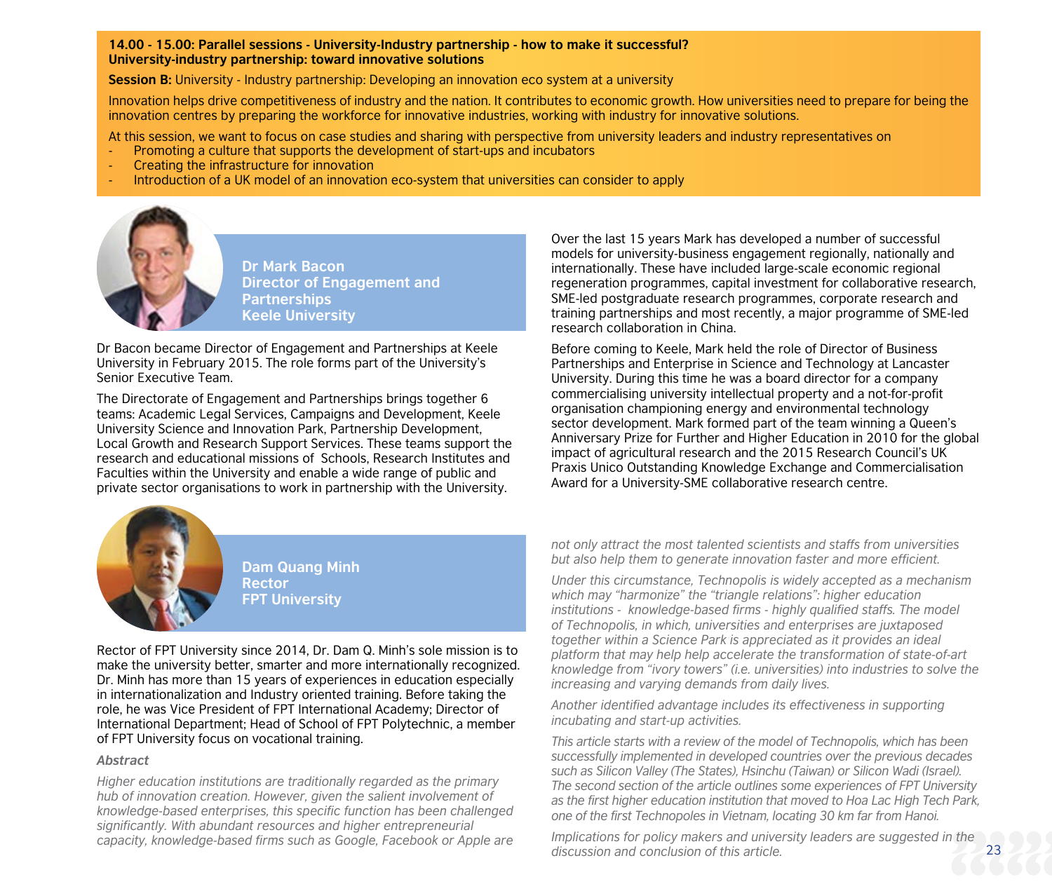**14.00 - 15.00: Parallel sessions - University-Industry partnership - how to make it successful?**
**University-industry partnership: toward innovative solutions**

**Session B:** University - Industry partnership: Developing an innovation eco system at a university

Innovation helps drive competitiveness of industry and the nation. It contributes to economic growth. How universities need to prepare for being the innovation centres by preparing the workforce for innovative industries, working with industry for innovative solutions.

At this session, we want to focus on case studies and sharing with perspective from university leaders and industry representatives on

- Promoting a culture that supports the development of start-ups and incubators
- Creating the infrastructure for innovation
- Introduction of a UK model of an innovation eco-system that universities can consider to apply

## Dr Mark Bacon
**Director of Engagement and Partnerships**
**Keele University**

Dr Bacon became Director of Engagement and Partnerships at Keele University in February 2015. The role forms part of the University's Senior Executive Team.

The Directorate of Engagement and Partnerships brings together 6 teams: Academic Legal Services, Campaigns and Development, Keele University Science and Innovation Park, Partnership Development, Local Growth and Research Support Services. These teams support the research and educational missions of Schools, Research Institutes and Faculties within the University and enable a wide range of public and private sector organisations to work in partnership with the University.

Over the last 15 years Mark has developed a number of successful models for university-business engagement regionally, nationally and internationally. These have included large-scale economic regional regeneration programmes, capital investment for collaborative research, SME-led postgraduate research programmes, corporate research and training partnerships and most recently, a major programme of SME-led research collaboration in China.

Before coming to Keele, Mark held the role of Director of Business Partnerships and Enterprise in Science and Technology at Lancaster University. During this time he was a board director for a company commercialising university intellectual property and a not-for-profit organisation championing energy and environmental technology sector development. Mark formed part of the team winning a Queen's Anniversary Prize for Further and Higher Education in 2010 for the global impact of agricultural research and the 2015 Research Council's UK Praxis Unico Outstanding Knowledge Exchange and Commercialisation Award for a University-SME collaborative research centre.

## Dam Quang Minh
**Rector**
**FPT University**

Rector of FPT University since 2014, Dr. Dam Q. Minh's sole mission is to make the university better, smarter and more internationally recognized. Dr. Minh has more than 15 years of experiences in education especially in internationalization and Industry oriented training. Before taking the role, he was Vice President of FPT International Academy; Director of International Department; Head of School of FPT Polytechnic, a member of FPT University focus on vocational training.

***Abstract***

*Higher education institutions are traditionally regarded as the primary hub of innovation creation. However, given the salient involvement of knowledge-based enterprises, this specific function has been challenged significantly. With abundant resources and higher entrepreneurial capacity, knowledge-based firms such as Google, Facebook or Apple are not only attract the most talented scientists and staffs from universities but also help them to generate innovation faster and more efficient.*

*Under this circumstance, Technopolis is widely accepted as a mechanism which may "harmonize" the "triangle relations": higher education institutions - knowledge-based firms - highly qualified staffs. The model of Technopolis, in which, universities and enterprises are juxtaposed together within a Science Park is appreciated as it provides an ideal platform that may help help accelerate the transformation of state-of-art knowledge from "ivory towers" (i.e. universities) into industries to solve the increasing and varying demands from daily lives.*

*Another identified advantage includes its effectiveness in supporting incubating and start-up activities.*

*This article starts with a review of the model of Technopolis, which has been successfully implemented in developed countries over the previous decades such as Silicon Valley (The States), Hsinchu (Taiwan) or Silicon Wadi (Israel). The second section of the article outlines some experiences of FPT University as the first higher education institution that moved to Hoa Lac High Tech Park, one of the first Technopoles in Vietnam, locating 30 km far from Hanoi.*

*Implications for policy makers and university leaders are suggested in the discussion and conclusion of this article.*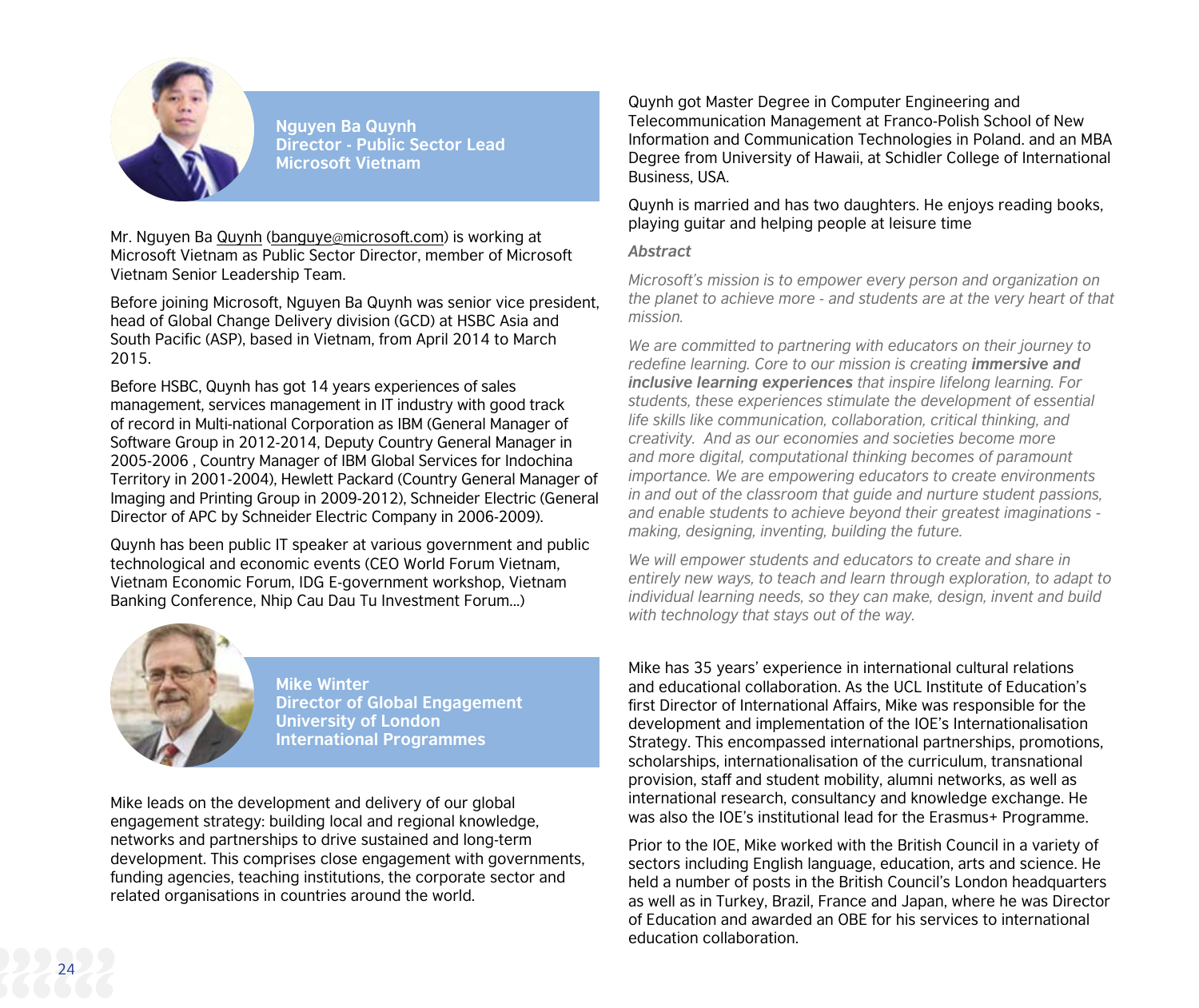## Nguyen Ba Quynh
**Director - Public Sector Lead**
**Microsoft Vietnam**

Mr. Nguyen Ba Quynh (banguye@microsoft.com) is working at Microsoft Vietnam as Public Sector Director, member of Microsoft Vietnam Senior Leadership Team.

Before joining Microsoft, Nguyen Ba Quynh was senior vice president, head of Global Change Delivery division (GCD) at HSBC Asia and South Pacific (ASP), based in Vietnam, from April 2014 to March 2015.

Before HSBC, Quynh has got 14 years experiences of sales management, services management in IT industry with good track of record in Multi-national Corporation as IBM (General Manager of Software Group in 2012-2014, Deputy Country General Manager in 2005-2006 , Country Manager of IBM Global Services for Indochina Territory in 2001-2004), Hewlett Packard (Country General Manager of Imaging and Printing Group in 2009-2012), Schneider Electric (General Director of APC by Schneider Electric Company in 2006-2009).

Quynh has been public IT speaker at various government and public technological and economic events (CEO World Forum Vietnam, Vietnam Economic Forum, IDG E-government workshop, Vietnam Banking Conference, Nhip Cau Dau Tu Investment Forum…)

Quynh got Master Degree in Computer Engineering and Telecommunication Management at Franco-Polish School of New Information and Communication Technologies in Poland. and an MBA Degree from University of Hawaii, at Schidler College of International Business, USA.

Quynh is married and has two daughters. He enjoys reading books, playing guitar and helping people at leisure time

***Abstract***

*Microsoft's mission is to empower every person and organization on the planet to achieve more - and students are at the very heart of that mission.*

*We are committed to partnering with educators on their journey to redefine learning. Core to our mission is creating* ***immersive and inclusive learning experiences*** *that inspire lifelong learning. For students, these experiences stimulate the development of essential life skills like communication, collaboration, critical thinking, and creativity. And as our economies and societies become more and more digital, computational thinking becomes of paramount importance. We are empowering educators to create environments in and out of the classroom that guide and nurture student passions, and enable students to achieve beyond their greatest imaginations - making, designing, inventing, building the future.*

*We will empower students and educators to create and share in entirely new ways, to teach and learn through exploration, to adapt to individual learning needs, so they can make, design, invent and build with technology that stays out of the way.*

## Mike Winter
**Director of Global Engagement**
**University of London**
**International Programmes**

Mike leads on the development and delivery of our global engagement strategy: building local and regional knowledge, networks and partnerships to drive sustained and long-term development. This comprises close engagement with governments, funding agencies, teaching institutions, the corporate sector and related organisations in countries around the world.

Mike has 35 years' experience in international cultural relations and educational collaboration. As the UCL Institute of Education's first Director of International Affairs, Mike was responsible for the development and implementation of the IOE's Internationalisation Strategy. This encompassed international partnerships, promotions, scholarships, internationalisation of the curriculum, transnational provision, staff and student mobility, alumni networks, as well as international research, consultancy and knowledge exchange. He was also the IOE's institutional lead for the Erasmus+ Programme.

Prior to the IOE, Mike worked with the British Council in a variety of sectors including English language, education, arts and science. He held a number of posts in the British Council's London headquarters as well as in Turkey, Brazil, France and Japan, where he was Director of Education and awarded an OBE for his services to international education collaboration.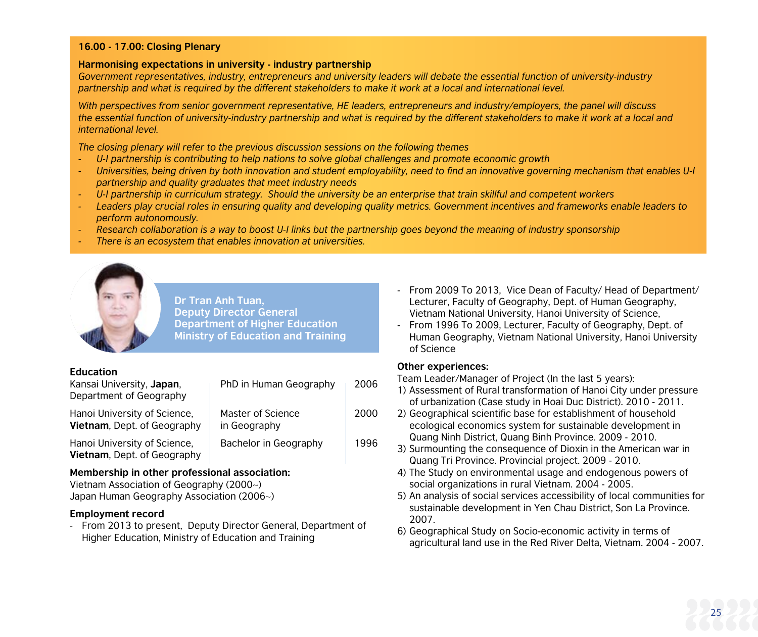**16.00 - 17.00: Closing Plenary**

**Harmonising expectations in university - industry partnership**

*Government representatives, industry, entrepreneurs and university leaders will debate the essential function of university-industry partnership and what is required by the different stakeholders to make it work at a local and international level.*

*With perspectives from senior government representative, HE leaders, entrepreneurs and industry/employers, the panel will discuss the essential function of university-industry partnership and what is required by the different stakeholders to make it work at a local and international level.*

*The closing plenary will refer to the previous discussion sessions on the following themes*

- *U-I partnership is contributing to help nations to solve global challenges and promote economic growth*
- *Universities, being driven by both innovation and student employability, need to find an innovative governing mechanism that enables U-I partnership and quality graduates that meet industry needs*
- *U-I partnership in curriculum strategy. Should the university be an enterprise that train skillful and competent workers*
- *Leaders play crucial roles in ensuring quality and developing quality metrics. Government incentives and frameworks enable leaders to perform autonomously.*
- *Research collaboration is a way to boost U-I links but the partnership goes beyond the meaning of industry sponsorship*
- *There is an ecosystem that enables innovation at universities.*

**Dr Tran Anh Tuan,**
**Deputy Director General**
**Department of Higher Education**
**Ministry of Education and Training**

**Education**

| | | |
|---|---|---|
| Kansai University, **Japan**, Department of Geography | PhD in Human Geography | 2006 |
| Hanoi University of Science, **Vietnam**, Dept. of Geography | Master of Science in Geography | 2000 |
| Hanoi University of Science, **Vietnam**, Dept. of Geography | Bachelor in Geography | 1996 |

**Membership in other professional association:**

Vietnam Association of Geography (2000~)
Japan Human Geography Association (2006~)

**Employment record**

- From 2013 to present, Deputy Director General, Department of Higher Education, Ministry of Education and Training
- From 2009 To 2013, Vice Dean of Faculty/ Head of Department/ Lecturer, Faculty of Geography, Dept. of Human Geography, Vietnam National University, Hanoi University of Science,
- From 1996 To 2009, Lecturer, Faculty of Geography, Dept. of Human Geography, Vietnam National University, Hanoi University of Science

**Other experiences:**

Team Leader/Manager of Project (In the last 5 years):

1) Assessment of Rural transformation of Hanoi City under pressure of urbanization (Case study in Hoai Duc District). 2010 - 2011.
2) Geographical scientific base for establishment of household ecological economics system for sustainable development in Quang Ninh District, Quang Binh Province. 2009 - 2010.
3) Surmounting the consequence of Dioxin in the American war in Quang Tri Province. Provincial project. 2009 - 2010.
4) The Study on environmental usage and endogenous powers of social organizations in rural Vietnam. 2004 - 2005.
5) An analysis of social services accessibility of local communities for sustainable development in Yen Chau District, Son La Province. 2007.
6) Geographical Study on Socio-economic activity in terms of agricultural land use in the Red River Delta, Vietnam. 2004 - 2007.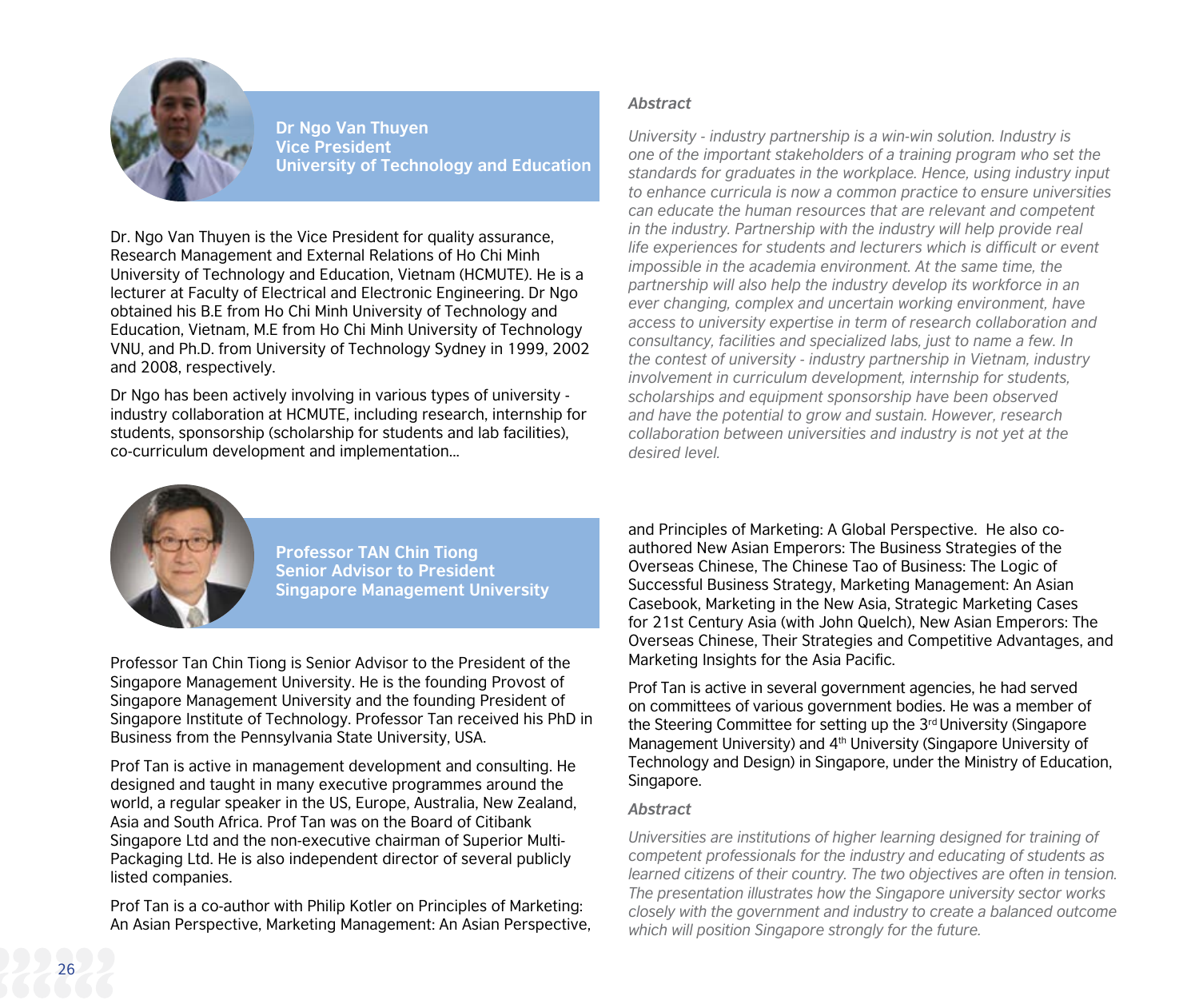## Dr Ngo Van Thuyen
**Vice President**
**University of Technology and Education**

Dr. Ngo Van Thuyen is the Vice President for quality assurance, Research Management and External Relations of Ho Chi Minh University of Technology and Education, Vietnam (HCMUTE). He is a lecturer at Faculty of Electrical and Electronic Engineering. Dr Ngo obtained his B.E from Ho Chi Minh University of Technology and Education, Vietnam, M.E from Ho Chi Minh University of Technology VNU, and Ph.D. from University of Technology Sydney in 1999, 2002 and 2008, respectively.

Dr Ngo has been actively involving in various types of university - industry collaboration at HCMUTE, including research, internship for students, sponsorship (scholarship for students and lab facilities), co-curriculum development and implementation…

***Abstract***

*University - industry partnership is a win-win solution. Industry is one of the important stakeholders of a training program who set the standards for graduates in the workplace. Hence, using industry input to enhance curricula is now a common practice to ensure universities can educate the human resources that are relevant and competent in the industry. Partnership with the industry will help provide real life experiences for students and lecturers which is difficult or event impossible in the academia environment. At the same time, the partnership will also help the industry develop its workforce in an ever changing, complex and uncertain working environment, have access to university expertise in term of research collaboration and consultancy, facilities and specialized labs, just to name a few. In the contest of university - industry partnership in Vietnam, industry involvement in curriculum development, internship for students, scholarships and equipment sponsorship have been observed and have the potential to grow and sustain. However, research collaboration between universities and industry is not yet at the desired level.*

## Professor TAN Chin Tiong
**Senior Advisor to President**
**Singapore Management University**

Professor Tan Chin Tiong is Senior Advisor to the President of the Singapore Management University. He is the founding Provost of Singapore Management University and the founding President of Singapore Institute of Technology. Professor Tan received his PhD in Business from the Pennsylvania State University, USA.

Prof Tan is active in management development and consulting. He designed and taught in many executive programmes around the world, a regular speaker in the US, Europe, Australia, New Zealand, Asia and South Africa. Prof Tan was on the Board of Citibank Singapore Ltd and the non-executive chairman of Superior Multi-Packaging Ltd. He is also independent director of several publicly listed companies.

Prof Tan is a co-author with Philip Kotler on Principles of Marketing: An Asian Perspective, Marketing Management: An Asian Perspective, and Principles of Marketing: A Global Perspective. He also co-authored New Asian Emperors: The Business Strategies of the Overseas Chinese, The Chinese Tao of Business: The Logic of Successful Business Strategy, Marketing Management: An Asian Casebook, Marketing in the New Asia, Strategic Marketing Cases for 21st Century Asia (with John Quelch), New Asian Emperors: The Overseas Chinese, Their Strategies and Competitive Advantages, and Marketing Insights for the Asia Pacific.

Prof Tan is active in several government agencies, he had served on committees of various government bodies. He was a member of the Steering Committee for setting up the 3rd University (Singapore Management University) and 4th University (Singapore University of Technology and Design) in Singapore, under the Ministry of Education, Singapore.

***Abstract***

*Universities are institutions of higher learning designed for training of competent professionals for the industry and educating of students as learned citizens of their country. The two objectives are often in tension. The presentation illustrates how the Singapore university sector works closely with the government and industry to create a balanced outcome which will position Singapore strongly for the future.*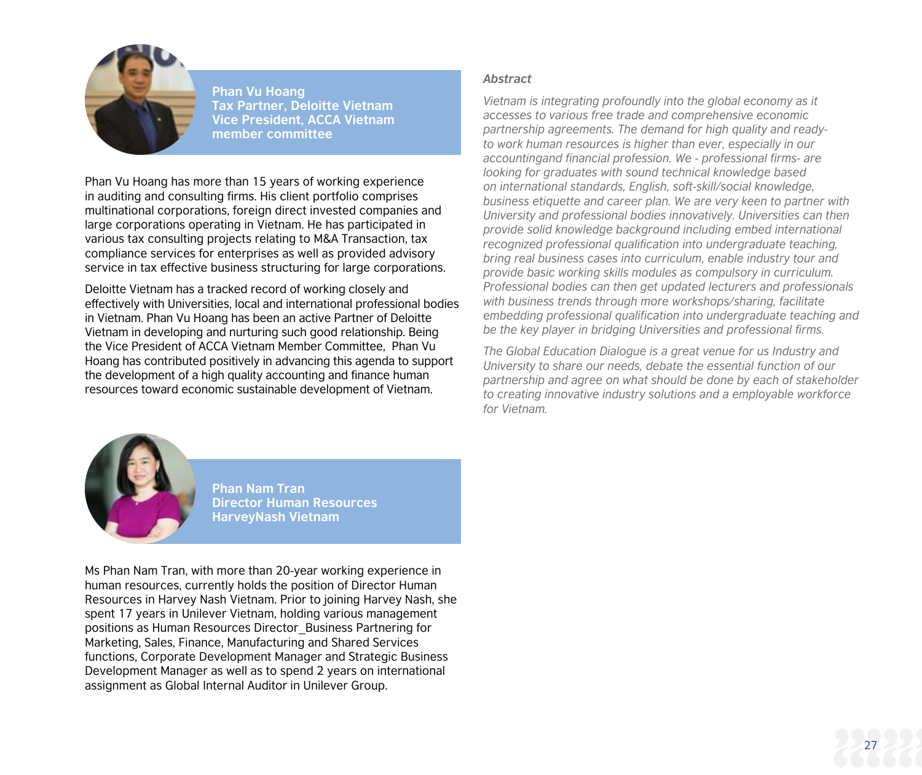**Phan Vu Hoang**
**Tax Partner, Deloitte Vietnam**
**Vice President, ACCA Vietnam member committee**

Phan Vu Hoang has more than 15 years of working experience in auditing and consulting firms. His client portfolio comprises multinational corporations, foreign direct invested companies and large corporations operating in Vietnam. He has participated in various tax consulting projects relating to M&A Transaction, tax compliance services for enterprises as well as provided advisory service in tax effective business structuring for large corporations.

Deloitte Vietnam has a tracked record of working closely and effectively with Universities, local and international professional bodies in Vietnam. Phan Vu Hoang has been an active Partner of Deloitte Vietnam in developing and nurturing such good relationship. Being the Vice President of ACCA Vietnam Member Committee, Phan Vu Hoang has contributed positively in advancing this agenda to support the development of a high quality accounting and finance human resources toward economic sustainable development of Vietnam.

***Abstract***

*Vietnam is integrating profoundly into the global economy as it accesses to various free trade and comprehensive economic partnership agreements. The demand for high quality and ready-to work human resources is higher than ever, especially in our accountingand financial profession. We - professional firms- are looking for graduates with sound technical knowledge based on international standards, English, soft-skill/social knowledge, business etiquette and career plan. We are very keen to partner with University and professional bodies innovatively. Universities can then provide solid knowledge background including embed international recognized professional qualification into undergraduate teaching, bring real business cases into curriculum, enable industry tour and provide basic working skills modules as compulsory in curriculum. Professional bodies can then get updated lecturers and professionals with business trends through more workshops/sharing, facilitate embedding professional qualification into undergraduate teaching and be the key player in bridging Universities and professional firms.*

*The Global Education Dialogue is a great venue for us Industry and University to share our needs, debate the essential function of our partnership and agree on what should be done by each of stakeholder to creating innovative industry solutions and a employable workforce for Vietnam.*

**Phan Nam Tran**
**Director Human Resources**
**HarveyNash Vietnam**

Ms Phan Nam Tran, with more than 20-year working experience in human resources, currently holds the position of Director Human Resources in Harvey Nash Vietnam. Prior to joining Harvey Nash, she spent 17 years in Unilever Vietnam, holding various management positions as Human Resources Director_Business Partnering for Marketing, Sales, Finance, Manufacturing and Shared Services functions, Corporate Development Manager and Strategic Business Development Manager as well as to spend 2 years on international assignment as Global Internal Auditor in Unilever Group.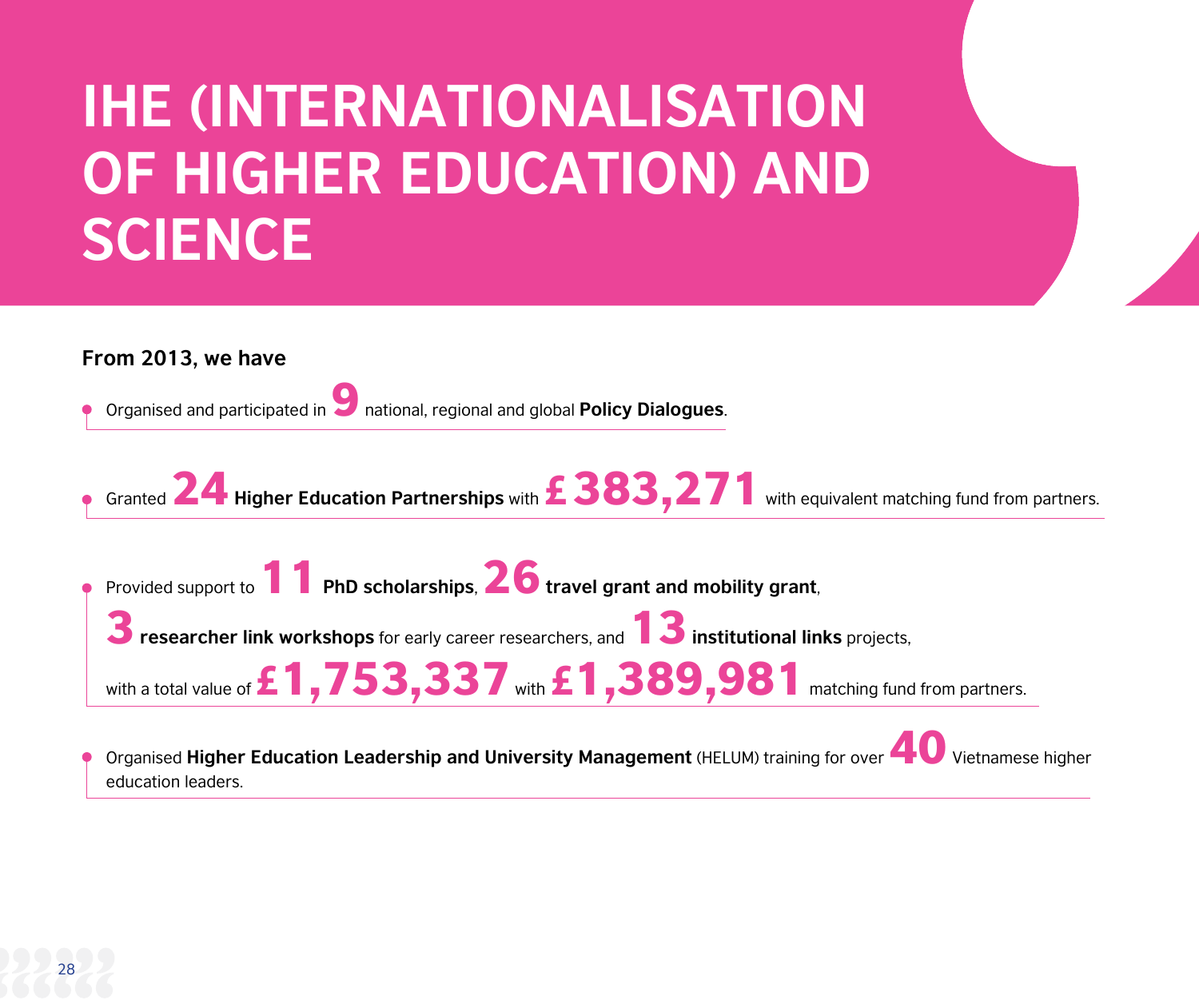# IHE (INTERNATIONALISATION OF HIGHER EDUCATION) AND SCIENCE

**From 2013, we have**

- Organised and participated in **9** national, regional and global **Policy Dialogues**.
- Granted **24** **Higher Education Partnerships** with **£383,271** with equivalent matching fund from partners.
- Provided support to **11** **PhD scholarships**, **26** **travel grant and mobility grant**, **3** **researcher link workshops** for early career researchers, and **13** **institutional links** projects, with a total value of **£1,753,337** with **£1,389,981** matching fund from partners.
- Organised **Higher Education Leadership and University Management** (HELUM) training for over **40** Vietnamese higher education leaders.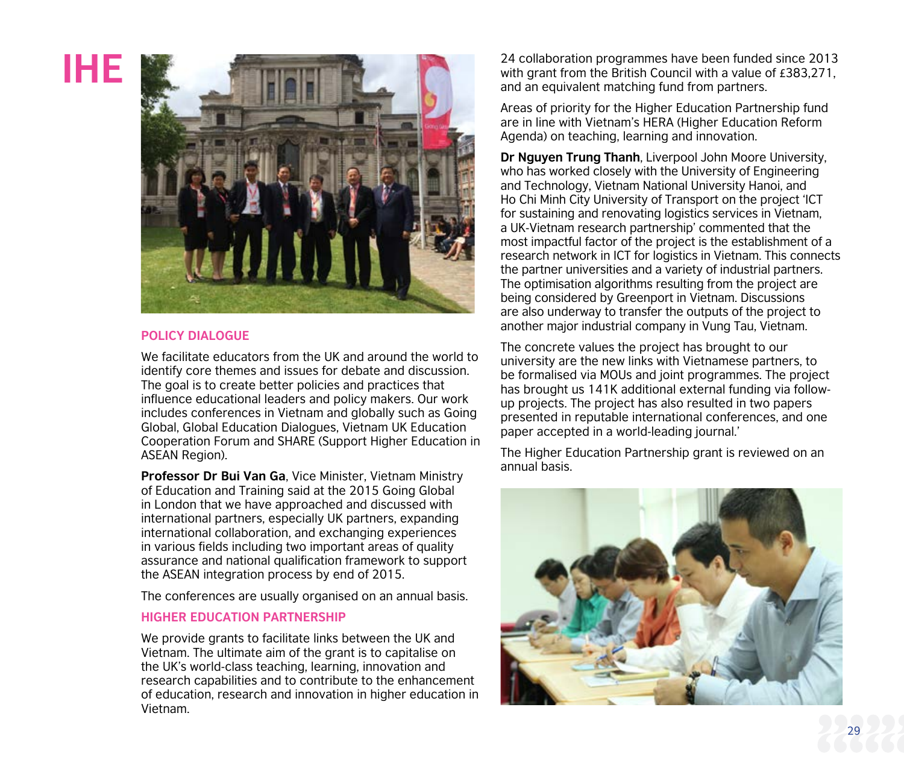# IHE

## POLICY DIALOGUE

We facilitate educators from the UK and around the world to identify core themes and issues for debate and discussion. The goal is to create better policies and practices that influence educational leaders and policy makers. Our work includes conferences in Vietnam and globally such as Going Global, Global Education Dialogues, Vietnam UK Education Cooperation Forum and SHARE (Support Higher Education in ASEAN Region).

**Professor Dr Bui Van Ga**, Vice Minister, Vietnam Ministry of Education and Training said at the 2015 Going Global in London that we have approached and discussed with international partners, especially UK partners, expanding international collaboration, and exchanging experiences in various fields including two important areas of quality assurance and national qualification framework to support the ASEAN integration process by end of 2015.

The conferences are usually organised on an annual basis.

## HIGHER EDUCATION PARTNERSHIP

We provide grants to facilitate links between the UK and Vietnam. The ultimate aim of the grant is to capitalise on the UK's world-class teaching, learning, innovation and research capabilities and to contribute to the enhancement of education, research and innovation in higher education in Vietnam.

24 collaboration programmes have been funded since 2013 with grant from the British Council with a value of £383,271, and an equivalent matching fund from partners.

Areas of priority for the Higher Education Partnership fund are in line with Vietnam's HERA (Higher Education Reform Agenda) on teaching, learning and innovation.

**Dr Nguyen Trung Thanh**, Liverpool John Moore University, who has worked closely with the University of Engineering and Technology, Vietnam National University Hanoi, and Ho Chi Minh City University of Transport on the project 'ICT for sustaining and renovating logistics services in Vietnam, a UK-Vietnam research partnership' commented that the most impactful factor of the project is the establishment of a research network in ICT for logistics in Vietnam. This connects the partner universities and a variety of industrial partners. The optimisation algorithms resulting from the project are being considered by Greenport in Vietnam. Discussions are also underway to transfer the outputs of the project to another major industrial company in Vung Tau, Vietnam.

The concrete values the project has brought to our university are the new links with Vietnamese partners, to be formalised via MOUs and joint programmes. The project has brought us 141K additional external funding via follow-up projects. The project has also resulted in two papers presented in reputable international conferences, and one paper accepted in a world-leading journal.'

The Higher Education Partnership grant is reviewed on an annual basis.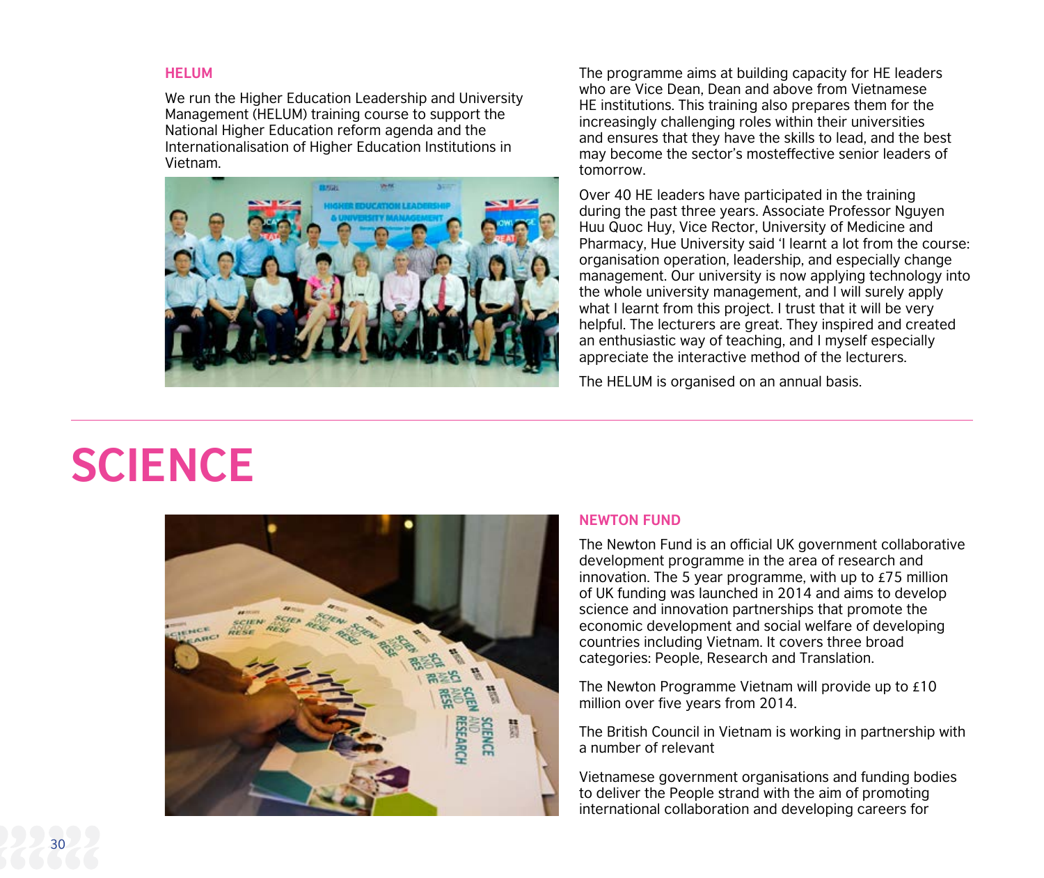### HELUM

We run the Higher Education Leadership and University Management (HELUM) training course to support the National Higher Education reform agenda and the Internationalisation of Higher Education Institutions in Vietnam.

The programme aims at building capacity for HE leaders who are Vice Dean, Dean and above from Vietnamese HE institutions. This training also prepares them for the increasingly challenging roles within their universities and ensures that they have the skills to lead, and the best may become the sector's mosteffective senior leaders of tomorrow.

Over 40 HE leaders have participated in the training during the past three years. Associate Professor Nguyen Huu Quoc Huy, Vice Rector, University of Medicine and Pharmacy, Hue University said 'I learnt a lot from the course: organisation operation, leadership, and especially change management. Our university is now applying technology into the whole university management, and I will surely apply what I learnt from this project. I trust that it will be very helpful. The lecturers are great. They inspired and created an enthusiastic way of teaching, and I myself especially appreciate the interactive method of the lecturers.

The HELUM is organised on an annual basis.

# SCIENCE

### NEWTON FUND

The Newton Fund is an official UK government collaborative development programme in the area of research and innovation. The 5 year programme, with up to £75 million of UK funding was launched in 2014 and aims to develop science and innovation partnerships that promote the economic development and social welfare of developing countries including Vietnam. It covers three broad categories: People, Research and Translation.

The Newton Programme Vietnam will provide up to £10 million over five years from 2014.

The British Council in Vietnam is working in partnership with a number of relevant

Vietnamese government organisations and funding bodies to deliver the People strand with the aim of promoting international collaboration and developing careers for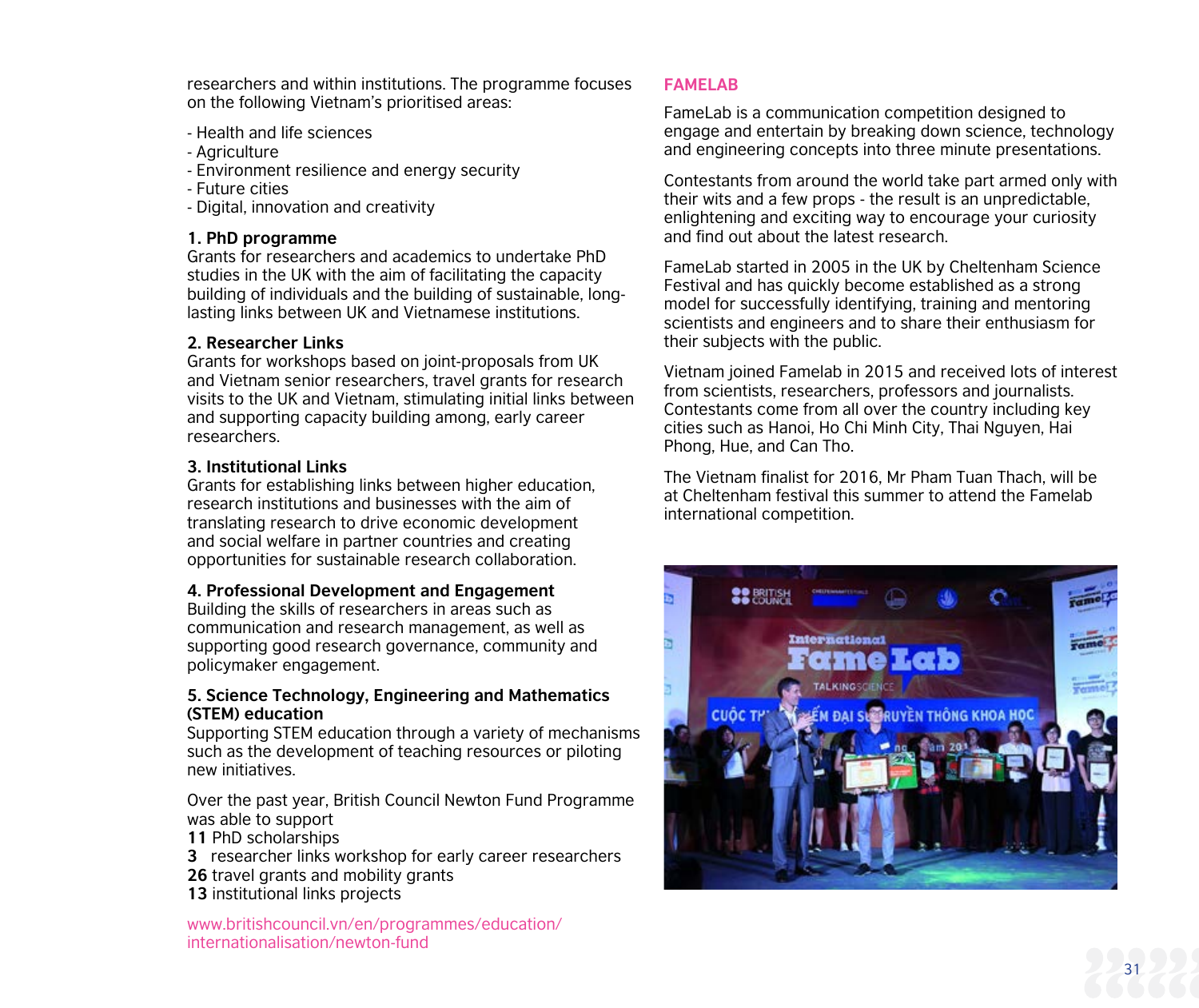researchers and within institutions. The programme focuses on the following Vietnam's prioritised areas:

- Health and life sciences
- Agriculture
- Environment resilience and energy security
- Future cities
- Digital, innovation and creativity

**1. PhD programme**
Grants for researchers and academics to undertake PhD studies in the UK with the aim of facilitating the capacity building of individuals and the building of sustainable, long-lasting links between UK and Vietnamese institutions.

**2. Researcher Links**
Grants for workshops based on joint-proposals from UK and Vietnam senior researchers, travel grants for research visits to the UK and Vietnam, stimulating initial links between and supporting capacity building among, early career researchers.

**3. Institutional Links**
Grants for establishing links between higher education, research institutions and businesses with the aim of translating research to drive economic development and social welfare in partner countries and creating opportunities for sustainable research collaboration.

**4. Professional Development and Engagement**
Building the skills of researchers in areas such as communication and research management, as well as supporting good research governance, community and policymaker engagement.

**5. Science Technology, Engineering and Mathematics (STEM) education**
Supporting STEM education through a variety of mechanisms such as the development of teaching resources or piloting new initiatives.

Over the past year, British Council Newton Fund Programme was able to support
**11** PhD scholarships
**3** researcher links workshop for early career researchers
**26** travel grants and mobility grants
**13** institutional links projects

www.britishcouncil.vn/en/programmes/education/internationalisation/newton-fund

## FAMELAB

FameLab is a communication competition designed to engage and entertain by breaking down science, technology and engineering concepts into three minute presentations.

Contestants from around the world take part armed only with their wits and a few props - the result is an unpredictable, enlightening and exciting way to encourage your curiosity and find out about the latest research.

FameLab started in 2005 in the UK by Cheltenham Science Festival and has quickly become established as a strong model for successfully identifying, training and mentoring scientists and engineers and to share their enthusiasm for their subjects with the public.

Vietnam joined Famelab in 2015 and received lots of interest from scientists, researchers, professors and journalists. Contestants come from all over the country including key cities such as Hanoi, Ho Chi Minh City, Thai Nguyen, Hai Phong, Hue, and Can Tho.

The Vietnam finalist for 2016, Mr Pham Tuan Thach, will be at Cheltenham festival this summer to attend the Famelab international competition.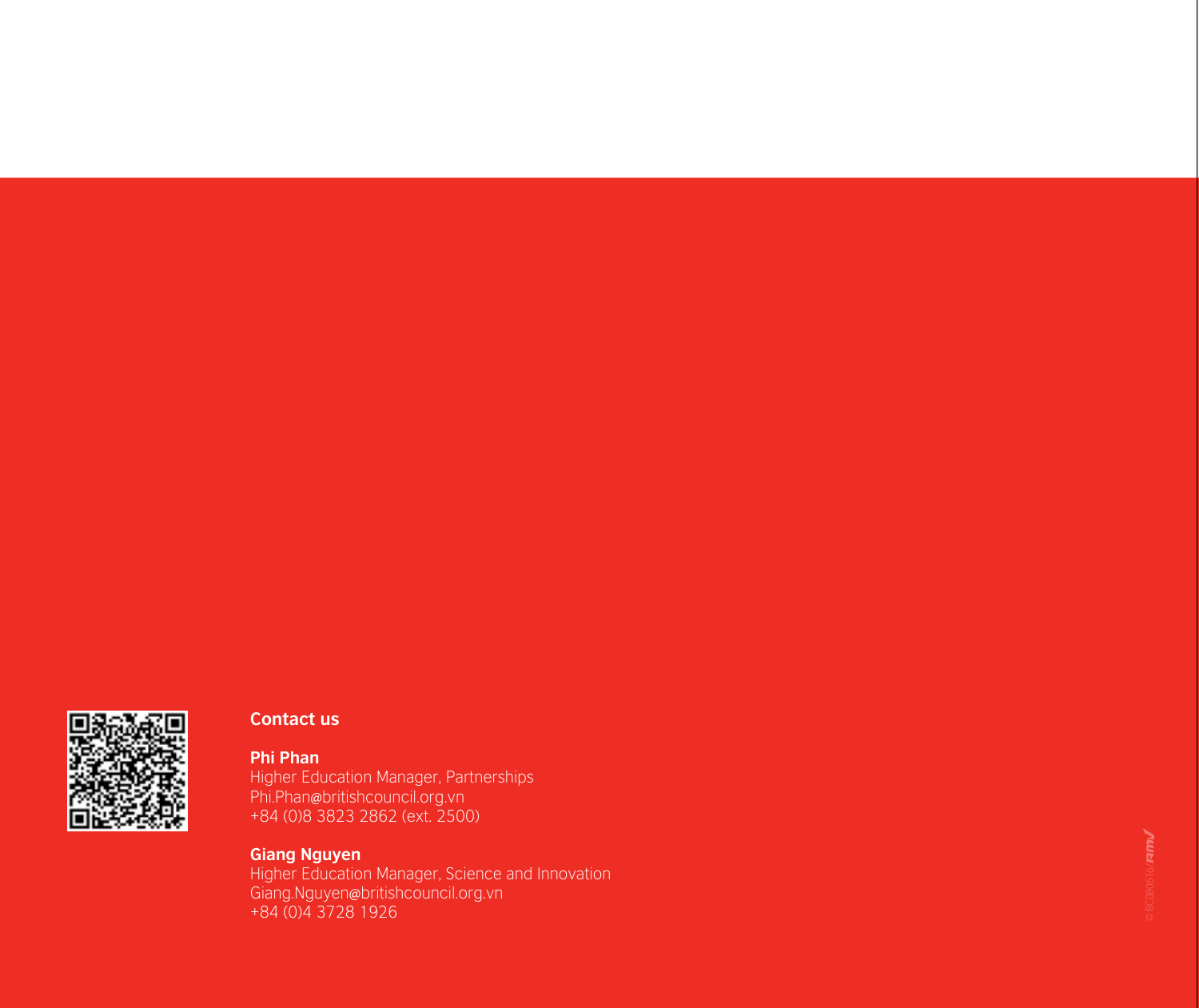## Contact us

**Phi Phan**
Higher Education Manager, Partnerships
Phi.Phan@britishcouncil.org.vn
+84 (0)8 3823 2862 (ext. 2500)

**Giang Nguyen**
Higher Education Manager, Science and Innovation
Giang.Nguyen@britishcouncil.org.vn
+84 (0)4 3728 1926

© BC080616/RMV